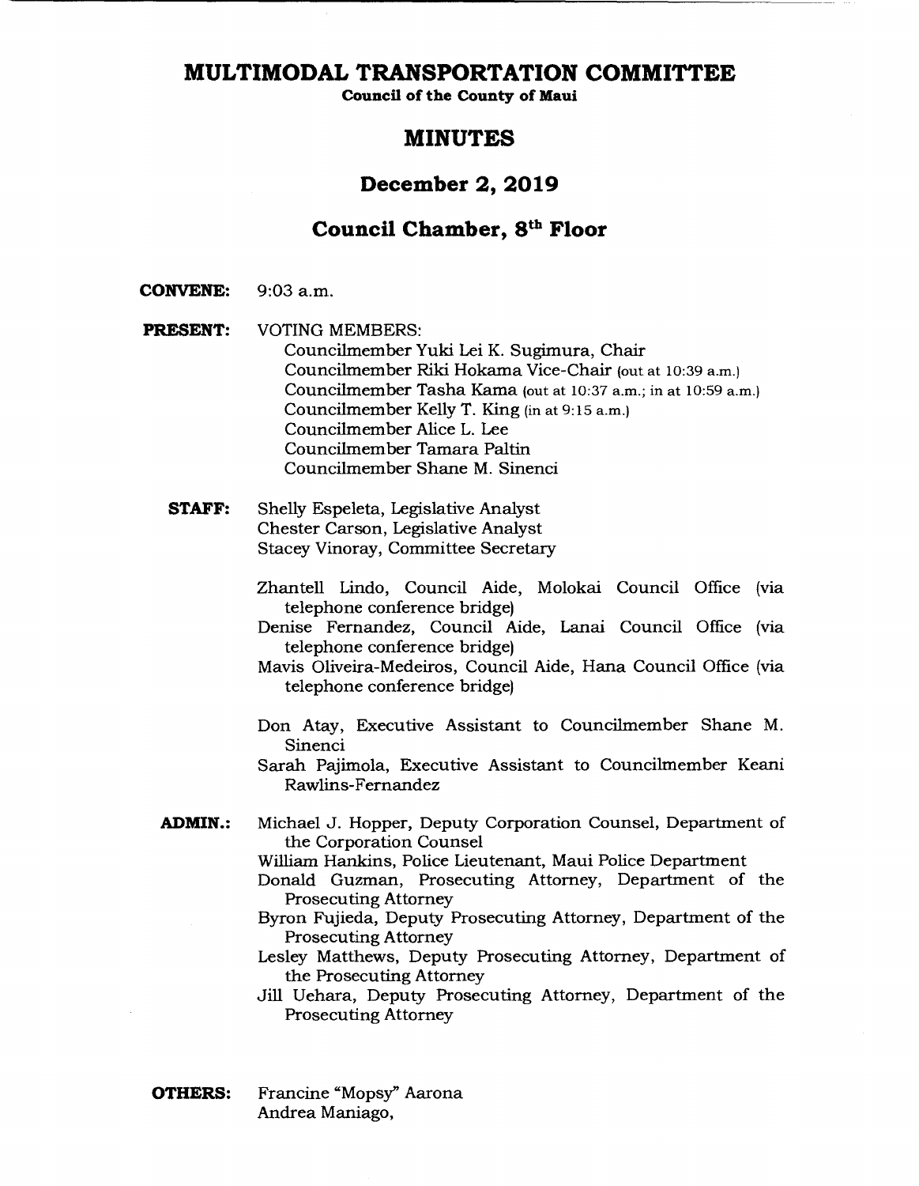# MULTIMODAL TRANSPORTATION COMMITTEE

**Council of the County of Maui**

## MINUTES

## December 2, 2019

## Council Chamber, 8th Floor

**CONVENE:** 9:03 a.m.

**PRESENT:** VOTING MEMBERS:
- Councilmember Yuki Lei K. Sugimura, Chair
- Councilmember Riki Hokama Vice-Chair (out at 10:39 a.m.)
- Councilmember Tasha Kama (out at 10:37 a.m.; in at 10:59 a.m.)
- Councilmember Kelly T. King (in at 9:15 a.m.)
- Councilmember Alice L. Lee
- Councilmember Tamara Paltin
- Councilmember Shane M. Sinenci

**STAFF:**
- Shelly Espeleta, Legislative Analyst
- Chester Carson, Legislative Analyst
- Stacey Vinoray, Committee Secretary

- Zhantell Lindo, Council Aide, Molokai Council Office (via telephone conference bridge)
- Denise Fernandez, Council Aide, Lanai Council Office (via telephone conference bridge)
- Mavis Oliveira-Medeiros, Council Aide, Hana Council Office (via telephone conference bridge)

- Don Atay, Executive Assistant to Councilmember Shane M. Sinenci
- Sarah Pajimola, Executive Assistant to Councilmember Keani Rawlins-Fernandez

**ADMIN.:**
- Michael J. Hopper, Deputy Corporation Counsel, Department of the Corporation Counsel
- William Hankins, Police Lieutenant, Maui Police Department
- Donald Guzman, Prosecuting Attorney, Department of the Prosecuting Attorney
- Byron Fujieda, Deputy Prosecuting Attorney, Department of the Prosecuting Attorney
- Lesley Matthews, Deputy Prosecuting Attorney, Department of the Prosecuting Attorney
- Jill Uehara, Deputy Prosecuting Attorney, Department of the Prosecuting Attorney

**OTHERS:**
- Francine "Mopsy" Aarona
- Andrea Maniago,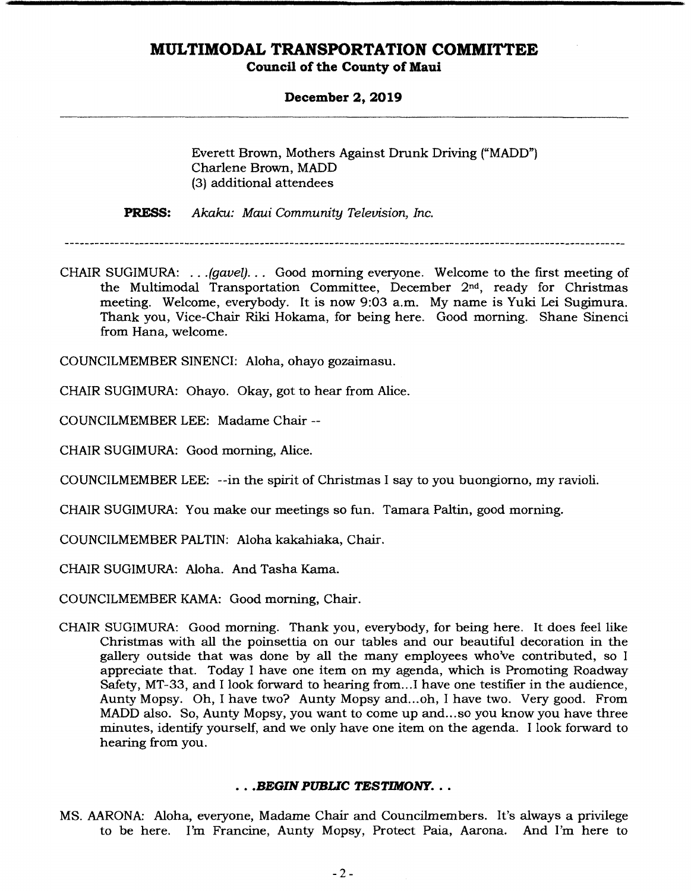Everett Brown, Mothers Against Drunk Driving ("MADD")
Charlene Brown, MADD
(3) additional attendees

**PRESS:** *Akaku: Maui Community Television, Inc.*

---

CHAIR SUGIMURA: . . .*(gavel)*. . . Good morning everyone. Welcome to the first meeting of the Multimodal Transportation Committee, December 2nd, ready for Christmas meeting. Welcome, everybody. It is now 9:03 a.m. My name is Yuki Lei Sugimura. Thank you, Vice-Chair Riki Hokama, for being here. Good morning. Shane Sinenci from Hana, welcome.

COUNCILMEMBER SINENCI: Aloha, ohayo gozaimasu.

CHAIR SUGIMURA: Ohayo. Okay, got to hear from Alice.

COUNCILMEMBER LEE: Madame Chair --

CHAIR SUGIMURA: Good morning, Alice.

COUNCILMEMBER LEE: --in the spirit of Christmas I say to you buongiorno, my ravioli.

CHAIR SUGIMURA: You make our meetings so fun. Tamara Paltin, good morning.

COUNCILMEMBER PALTIN: Aloha kakahiaka, Chair.

CHAIR SUGIMURA: Aloha. And Tasha Kama.

COUNCILMEMBER KAMA: Good morning, Chair.

CHAIR SUGIMURA: Good morning. Thank you, everybody, for being here. It does feel like Christmas with all the poinsettia on our tables and our beautiful decoration in the gallery outside that was done by all the many employees who've contributed, so I appreciate that. Today I have one item on my agenda, which is Promoting Roadway Safety, MT-33, and I look forward to hearing from...I have one testifier in the audience, Aunty Mopsy. Oh, I have two? Aunty Mopsy and...oh, I have two. Very good. From MADD also. So, Aunty Mopsy, you want to come up and...so you know you have three minutes, identify yourself, and we only have one item on the agenda. I look forward to hearing from you.

***. . .BEGIN PUBLIC TESTIMONY. . .***

MS. AARONA: Aloha, everyone, Madame Chair and Councilmembers. It's always a privilege to be here. I'm Francine, Aunty Mopsy, Protect Paia, Aarona. And I'm here to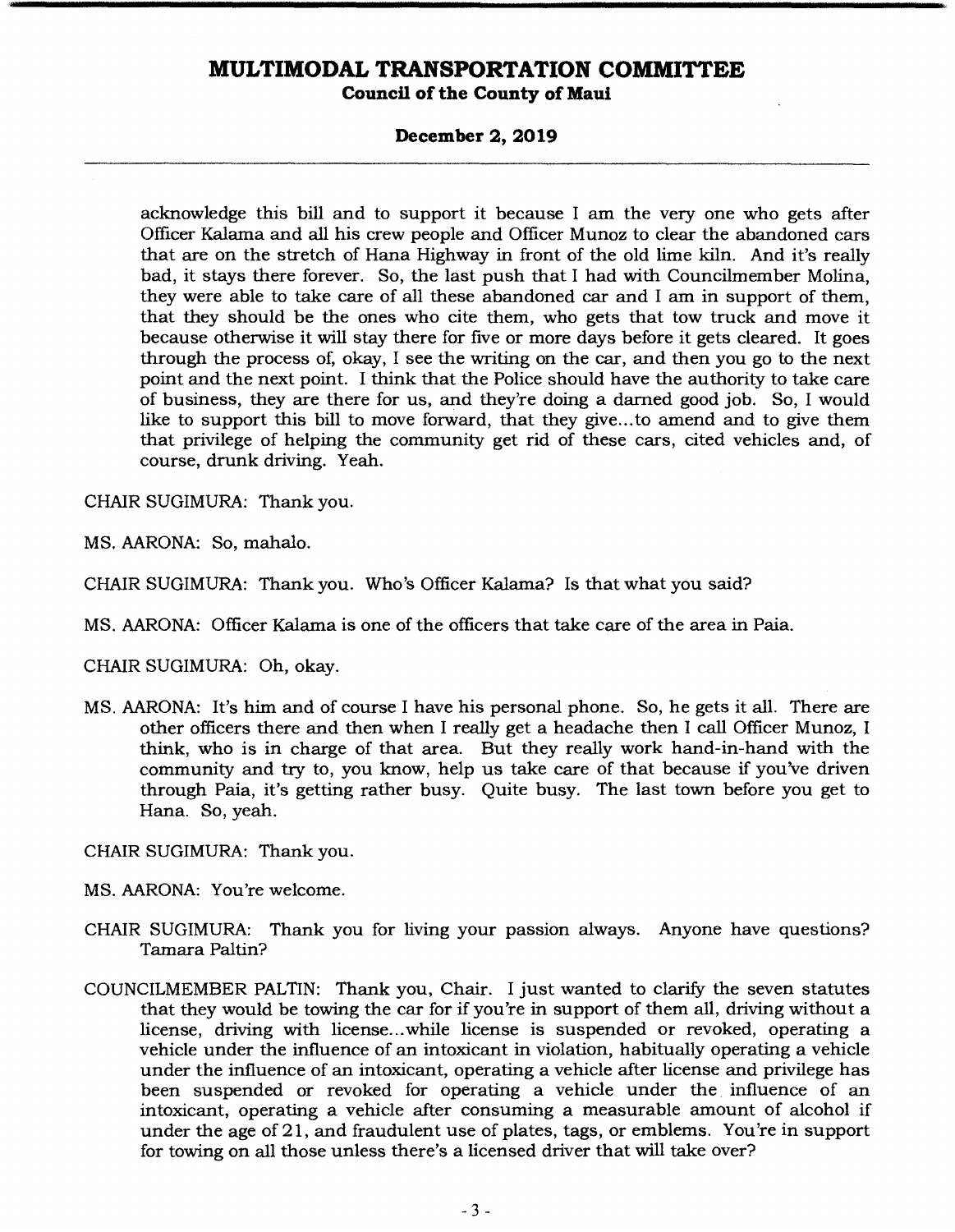acknowledge this bill and to support it because I am the very one who gets after Officer Kalama and all his crew people and Officer Munoz to clear the abandoned cars that are on the stretch of Hana Highway in front of the old lime kiln. And it's really bad, it stays there forever. So, the last push that I had with Councilmember Molina, they were able to take care of all these abandoned car and I am in support of them, that they should be the ones who cite them, who gets that tow truck and move it because otherwise it will stay there for five or more days before it gets cleared. It goes through the process of, okay, I see the writing on the car, and then you go to the next point and the next point. I think that the Police should have the authority to take care of business, they are there for us, and they're doing a darned good job. So, I would like to support this bill to move forward, that they give...to amend and to give them that privilege of helping the community get rid of these cars, cited vehicles and, of course, drunk driving. Yeah.

CHAIR SUGIMURA: Thank you.

MS. AARONA: So, mahalo.

CHAIR SUGIMURA: Thank you. Who's Officer Kalama? Is that what you said?

MS. AARONA: Officer Kalama is one of the officers that take care of the area in Paia.

CHAIR SUGIMURA: Oh, okay.

MS. AARONA: It's him and of course I have his personal phone. So, he gets it all. There are other officers there and then when I really get a headache then I call Officer Munoz, I think, who is in charge of that area. But they really work hand-in-hand with the community and try to, you know, help us take care of that because if you've driven through Paia, it's getting rather busy. Quite busy. The last town before you get to Hana. So, yeah.

CHAIR SUGIMURA: Thank you.

MS. AARONA: You're welcome.

CHAIR SUGIMURA: Thank you for living your passion always. Anyone have questions? Tamara Paltin?

COUNCILMEMBER PALTIN: Thank you, Chair. I just wanted to clarify the seven statutes that they would be towing the car for if you're in support of them all, driving without a license, driving with license...while license is suspended or revoked, operating a vehicle under the influence of an intoxicant in violation, habitually operating a vehicle under the influence of an intoxicant, operating a vehicle after license and privilege has been suspended or revoked for operating a vehicle under the influence of an intoxicant, operating a vehicle after consuming a measurable amount of alcohol if under the age of 21, and fraudulent use of plates, tags, or emblems. You're in support for towing on all those unless there's a licensed driver that will take over?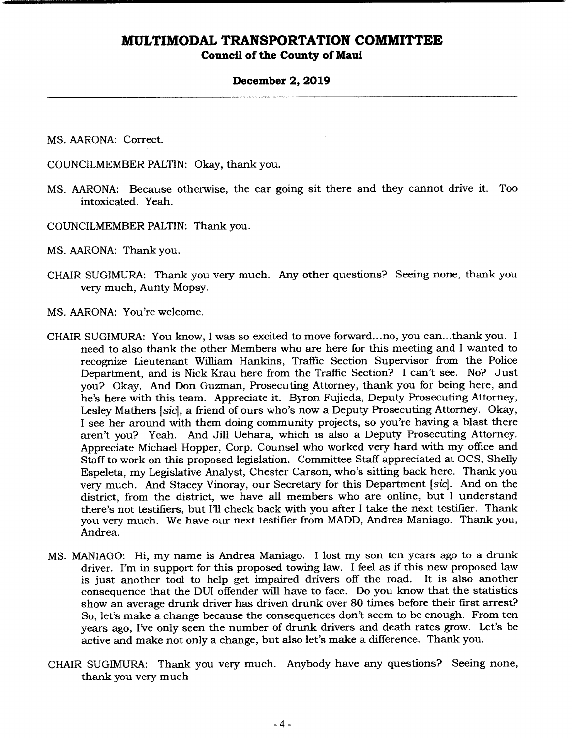MS. AARONA: Correct.

COUNCILMEMBER PALTIN: Okay, thank you.

MS. AARONA: Because otherwise, the car going sit there and they cannot drive it. Too intoxicated. Yeah.

COUNCILMEMBER PALTIN: Thank you.

MS. AARONA: Thank you.

CHAIR SUGIMURA: Thank you very much. Any other questions? Seeing none, thank you very much, Aunty Mopsy.

MS. AARONA: You're welcome.

CHAIR SUGIMURA: You know, I was so excited to move forward...no, you can...thank you. I need to also thank the other Members who are here for this meeting and I wanted to recognize Lieutenant William Hankins, Traffic Section Supervisor from the Police Department, and is Nick Krau here from the Traffic Section? I can't see. No? Just you? Okay. And Don Guzman, Prosecuting Attorney, thank you for being here, and he's here with this team. Appreciate it. Byron Fujieda, Deputy Prosecuting Attorney, Lesley Mathers [*sic*], a friend of ours who's now a Deputy Prosecuting Attorney. Okay, I see her around with them doing community projects, so you're having a blast there aren't you? Yeah. And Jill Uehara, which is also a Deputy Prosecuting Attorney. Appreciate Michael Hopper, Corp. Counsel who worked very hard with my office and Staff to work on this proposed legislation. Committee Staff appreciated at OCS, Shelly Espeleta, my Legislative Analyst, Chester Carson, who's sitting back here. Thank you very much. And Stacey Vinoray, our Secretary for this Department [*sic*]. And on the district, from the district, we have all members who are online, but I understand there's not testifiers, but I'll check back with you after I take the next testifier. Thank you very much. We have our next testifier from MADD, Andrea Maniago. Thank you, Andrea.

MS. MANIAGO: Hi, my name is Andrea Maniago. I lost my son ten years ago to a drunk driver. I'm in support for this proposed towing law. I feel as if this new proposed law is just another tool to help get impaired drivers off the road. It is also another consequence that the DUI offender will have to face. Do you know that the statistics show an average drunk driver has driven drunk over 80 times before their first arrest? So, let's make a change because the consequences don't seem to be enough. From ten years ago, I've only seen the number of drunk drivers and death rates grow. Let's be active and make not only a change, but also let's make a difference. Thank you.

CHAIR SUGIMURA: Thank you very much. Anybody have any questions? Seeing none, thank you very much --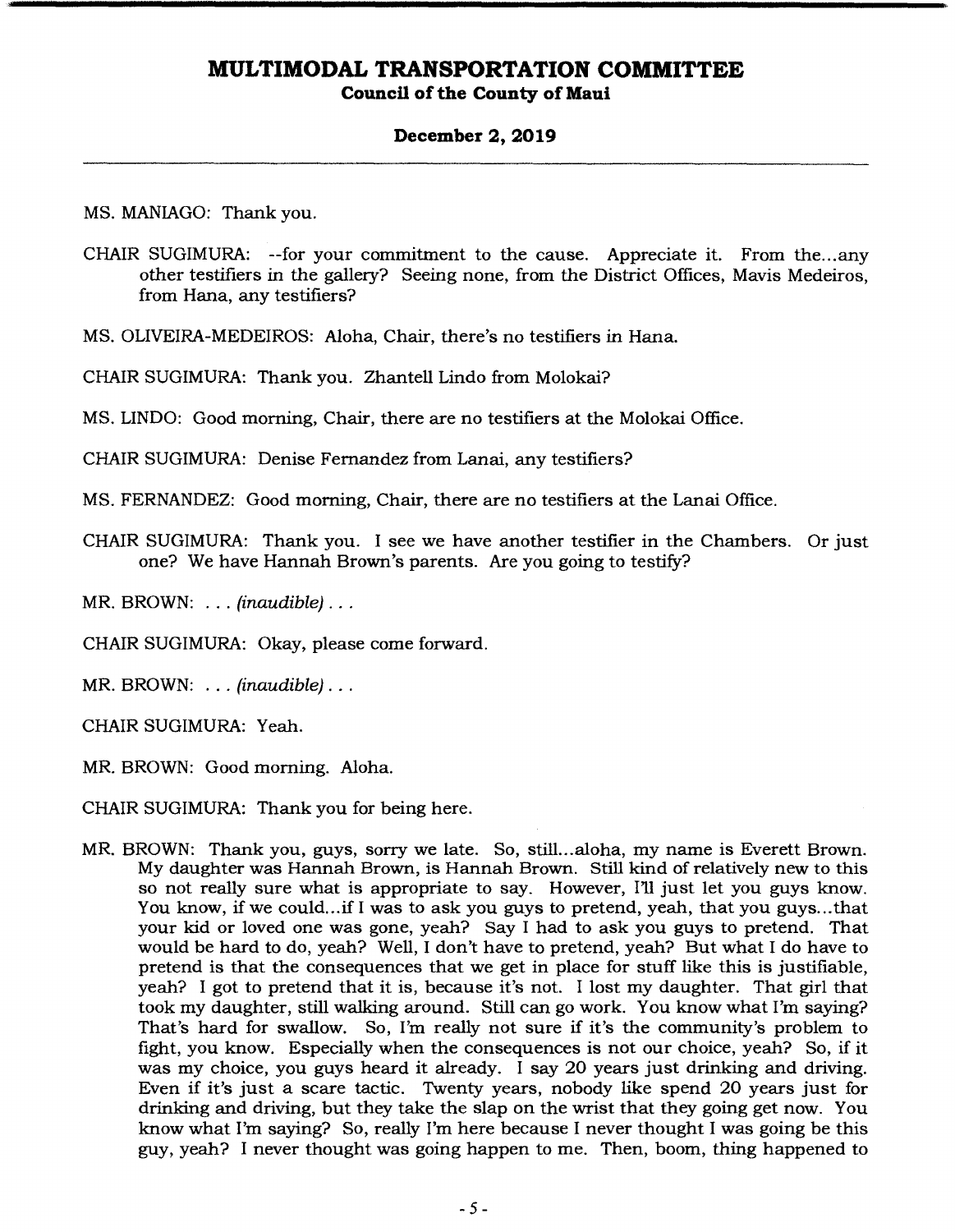MS. MANIAGO: Thank you.

CHAIR SUGIMURA: --for your commitment to the cause. Appreciate it. From the...any other testifiers in the gallery? Seeing none, from the District Offices, Mavis Medeiros, from Hana, any testifiers?

MS. OLIVEIRA-MEDEIROS: Aloha, Chair, there's no testifiers in Hana.

CHAIR SUGIMURA: Thank you. Zhantell Lindo from Molokai?

MS. LINDO: Good morning, Chair, there are no testifiers at the Molokai Office.

CHAIR SUGIMURA: Denise Fernandez from Lanai, any testifiers?

MS. FERNANDEZ: Good morning, Chair, there are no testifiers at the Lanai Office.

CHAIR SUGIMURA: Thank you. I see we have another testifier in the Chambers. Or just one? We have Hannah Brown's parents. Are you going to testify?

MR. BROWN: . . . *(inaudible)* . . .

CHAIR SUGIMURA: Okay, please come forward.

MR. BROWN: . . . *(inaudible)* . . .

CHAIR SUGIMURA: Yeah.

MR. BROWN: Good morning. Aloha.

CHAIR SUGIMURA: Thank you for being here.

MR. BROWN: Thank you, guys, sorry we late. So, still...aloha, my name is Everett Brown. My daughter was Hannah Brown, is Hannah Brown. Still kind of relatively new to this so not really sure what is appropriate to say. However, I'll just let you guys know. You know, if we could...if I was to ask you guys to pretend, yeah, that you guys...that your kid or loved one was gone, yeah? Say I had to ask you guys to pretend. That would be hard to do, yeah? Well, I don't have to pretend, yeah? But what I do have to pretend is that the consequences that we get in place for stuff like this is justifiable, yeah? I got to pretend that it is, because it's not. I lost my daughter. That girl that took my daughter, still walking around. Still can go work. You know what I'm saying? That's hard for swallow. So, I'm really not sure if it's the community's problem to fight, you know. Especially when the consequences is not our choice, yeah? So, if it was my choice, you guys heard it already. I say 20 years just drinking and driving. Even if it's just a scare tactic. Twenty years, nobody like spend 20 years just for drinking and driving, but they take the slap on the wrist that they going get now. You know what I'm saying? So, really I'm here because I never thought I was going be this guy, yeah? I never thought was going happen to me. Then, boom, thing happened to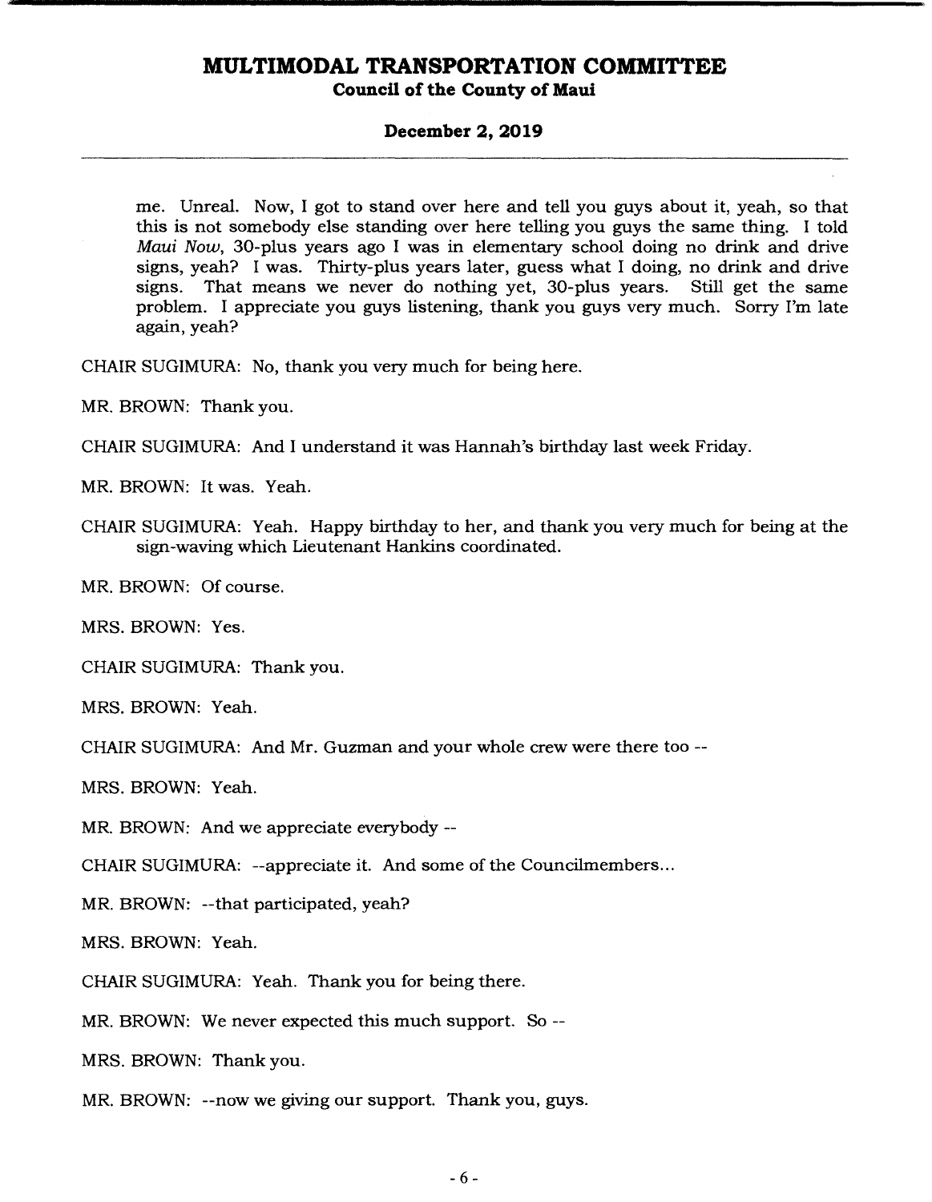me. Unreal. Now, I got to stand over here and tell you guys about it, yeah, so that this is not somebody else standing over here telling you guys the same thing. I told *Maui Now*, 30-plus years ago I was in elementary school doing no drink and drive signs, yeah? I was. Thirty-plus years later, guess what I doing, no drink and drive signs. That means we never do nothing yet, 30-plus years. Still get the same problem. I appreciate you guys listening, thank you guys very much. Sorry I'm late again, yeah?

CHAIR SUGIMURA: No, thank you very much for being here.

MR. BROWN: Thank you.

CHAIR SUGIMURA: And I understand it was Hannah's birthday last week Friday.

MR. BROWN: It was. Yeah.

CHAIR SUGIMURA: Yeah. Happy birthday to her, and thank you very much for being at the sign-waving which Lieutenant Hankins coordinated.

MR. BROWN: Of course.

MRS. BROWN: Yes.

CHAIR SUGIMURA: Thank you.

MRS. BROWN: Yeah.

CHAIR SUGIMURA: And Mr. Guzman and your whole crew were there too --

MRS. BROWN: Yeah.

MR. BROWN: And we appreciate everybody --

CHAIR SUGIMURA: --appreciate it. And some of the Councilmembers...

MR. BROWN: --that participated, yeah?

MRS. BROWN: Yeah.

CHAIR SUGIMURA: Yeah. Thank you for being there.

MR. BROWN: We never expected this much support. So --

MRS. BROWN: Thank you.

MR. BROWN: --now we giving our support. Thank you, guys.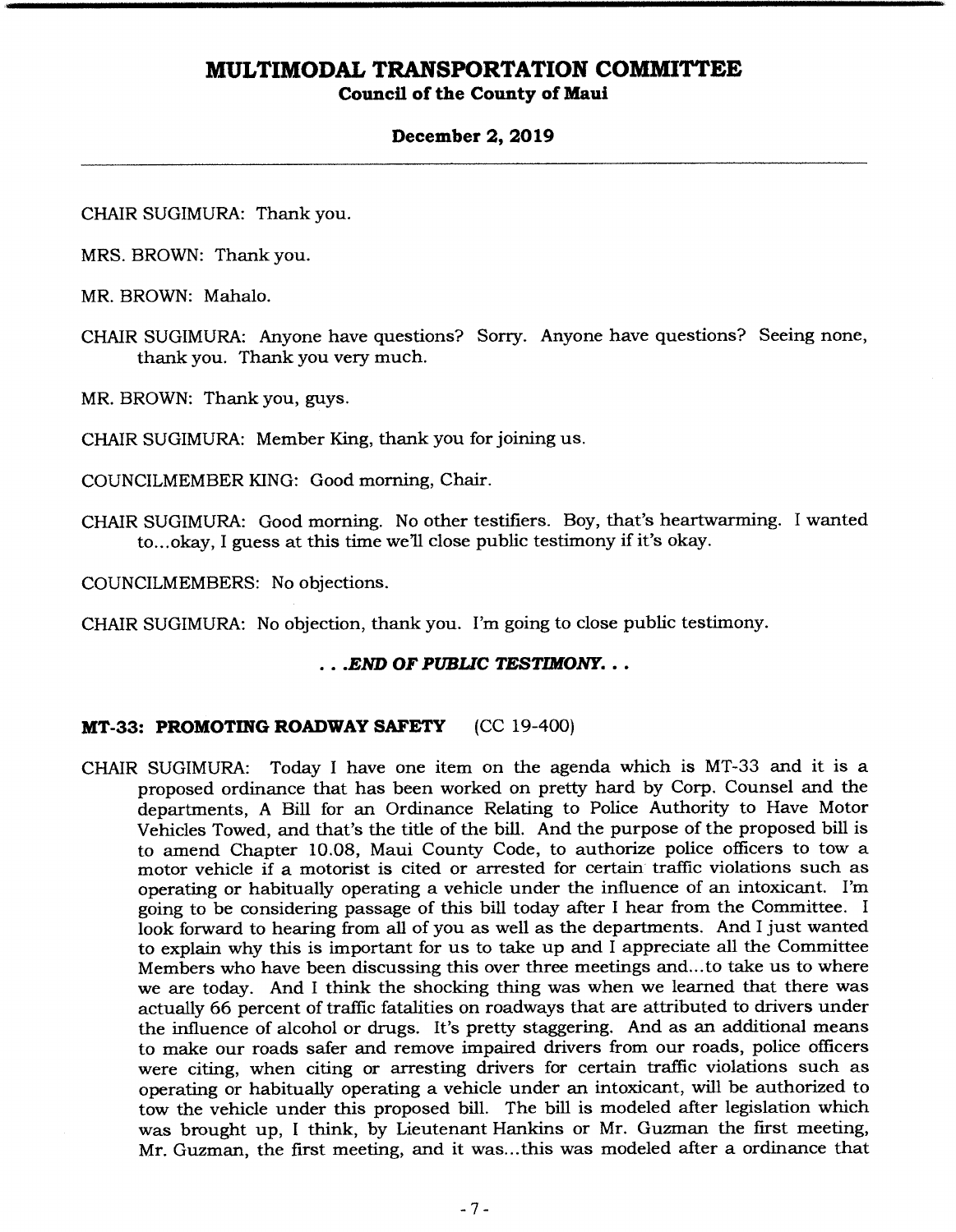CHAIR SUGIMURA: Thank you.

MRS. BROWN: Thank you.

MR. BROWN: Mahalo.

CHAIR SUGIMURA: Anyone have questions? Sorry. Anyone have questions? Seeing none, thank you. Thank you very much.

MR. BROWN: Thank you, guys.

CHAIR SUGIMURA: Member King, thank you for joining us.

COUNCILMEMBER KING: Good morning, Chair.

CHAIR SUGIMURA: Good morning. No other testifiers. Boy, that's heartwarming. I wanted to...okay, I guess at this time we'll close public testimony if it's okay.

COUNCILMEMBERS: No objections.

CHAIR SUGIMURA: No objection, thank you. I'm going to close public testimony.

***...END OF PUBLIC TESTIMONY...***

**MT-33: PROMOTING ROADWAY SAFETY** (CC 19-400)

CHAIR SUGIMURA: Today I have one item on the agenda which is MT-33 and it is a proposed ordinance that has been worked on pretty hard by Corp. Counsel and the departments, A Bill for an Ordinance Relating to Police Authority to Have Motor Vehicles Towed, and that's the title of the bill. And the purpose of the proposed bill is to amend Chapter 10.08, Maui County Code, to authorize police officers to tow a motor vehicle if a motorist is cited or arrested for certain traffic violations such as operating or habitually operating a vehicle under the influence of an intoxicant. I'm going to be considering passage of this bill today after I hear from the Committee. I look forward to hearing from all of you as well as the departments. And I just wanted to explain why this is important for us to take up and I appreciate all the Committee Members who have been discussing this over three meetings and...to take us to where we are today. And I think the shocking thing was when we learned that there was actually 66 percent of traffic fatalities on roadways that are attributed to drivers under the influence of alcohol or drugs. It's pretty staggering. And as an additional means to make our roads safer and remove impaired drivers from our roads, police officers were citing, when citing or arresting drivers for certain traffic violations such as operating or habitually operating a vehicle under an intoxicant, will be authorized to tow the vehicle under this proposed bill. The bill is modeled after legislation which was brought up, I think, by Lieutenant Hankins or Mr. Guzman the first meeting, Mr. Guzman, the first meeting, and it was...this was modeled after a ordinance that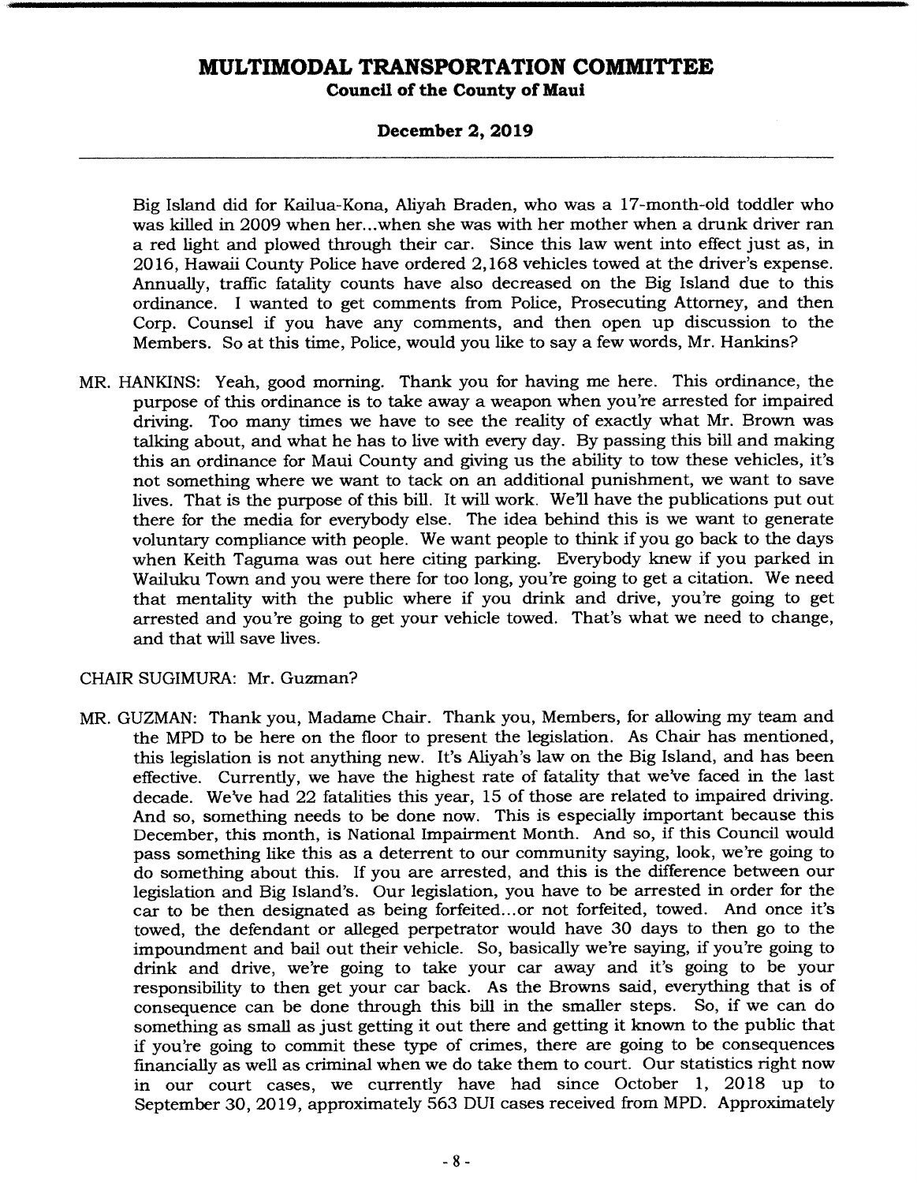Big Island did for Kailua-Kona, Aliyah Braden, who was a 17-month-old toddler who was killed in 2009 when her...when she was with her mother when a drunk driver ran a red light and plowed through their car. Since this law went into effect just as, in 2016, Hawaii County Police have ordered 2,168 vehicles towed at the driver's expense. Annually, traffic fatality counts have also decreased on the Big Island due to this ordinance. I wanted to get comments from Police, Prosecuting Attorney, and then Corp. Counsel if you have any comments, and then open up discussion to the Members. So at this time, Police, would you like to say a few words, Mr. Hankins?

MR. HANKINS: Yeah, good morning. Thank you for having me here. This ordinance, the purpose of this ordinance is to take away a weapon when you're arrested for impaired driving. Too many times we have to see the reality of exactly what Mr. Brown was talking about, and what he has to live with every day. By passing this bill and making this an ordinance for Maui County and giving us the ability to tow these vehicles, it's not something where we want to tack on an additional punishment, we want to save lives. That is the purpose of this bill. It will work. We'll have the publications put out there for the media for everybody else. The idea behind this is we want to generate voluntary compliance with people. We want people to think if you go back to the days when Keith Taguma was out here citing parking. Everybody knew if you parked in Wailuku Town and you were there for too long, you're going to get a citation. We need that mentality with the public where if you drink and drive, you're going to get arrested and you're going to get your vehicle towed. That's what we need to change, and that will save lives.

CHAIR SUGIMURA: Mr. Guzman?

MR. GUZMAN: Thank you, Madame Chair. Thank you, Members, for allowing my team and the MPD to be here on the floor to present the legislation. As Chair has mentioned, this legislation is not anything new. It's Aliyah's law on the Big Island, and has been effective. Currently, we have the highest rate of fatality that we've faced in the last decade. We've had 22 fatalities this year, 15 of those are related to impaired driving. And so, something needs to be done now. This is especially important because this December, this month, is National Impairment Month. And so, if this Council would pass something like this as a deterrent to our community saying, look, we're going to do something about this. If you are arrested, and this is the difference between our legislation and Big Island's. Our legislation, you have to be arrested in order for the car to be then designated as being forfeited...or not forfeited, towed. And once it's towed, the defendant or alleged perpetrator would have 30 days to then go to the impoundment and bail out their vehicle. So, basically we're saying, if you're going to drink and drive, we're going to take your car away and it's going to be your responsibility to then get your car back. As the Browns said, everything that is of consequence can be done through this bill in the smaller steps. So, if we can do something as small as just getting it out there and getting it known to the public that if you're going to commit these type of crimes, there are going to be consequences financially as well as criminal when we do take them to court. Our statistics right now in our court cases, we currently have had since October 1, 2018 up to September 30, 2019, approximately 563 DUI cases received from MPD. Approximately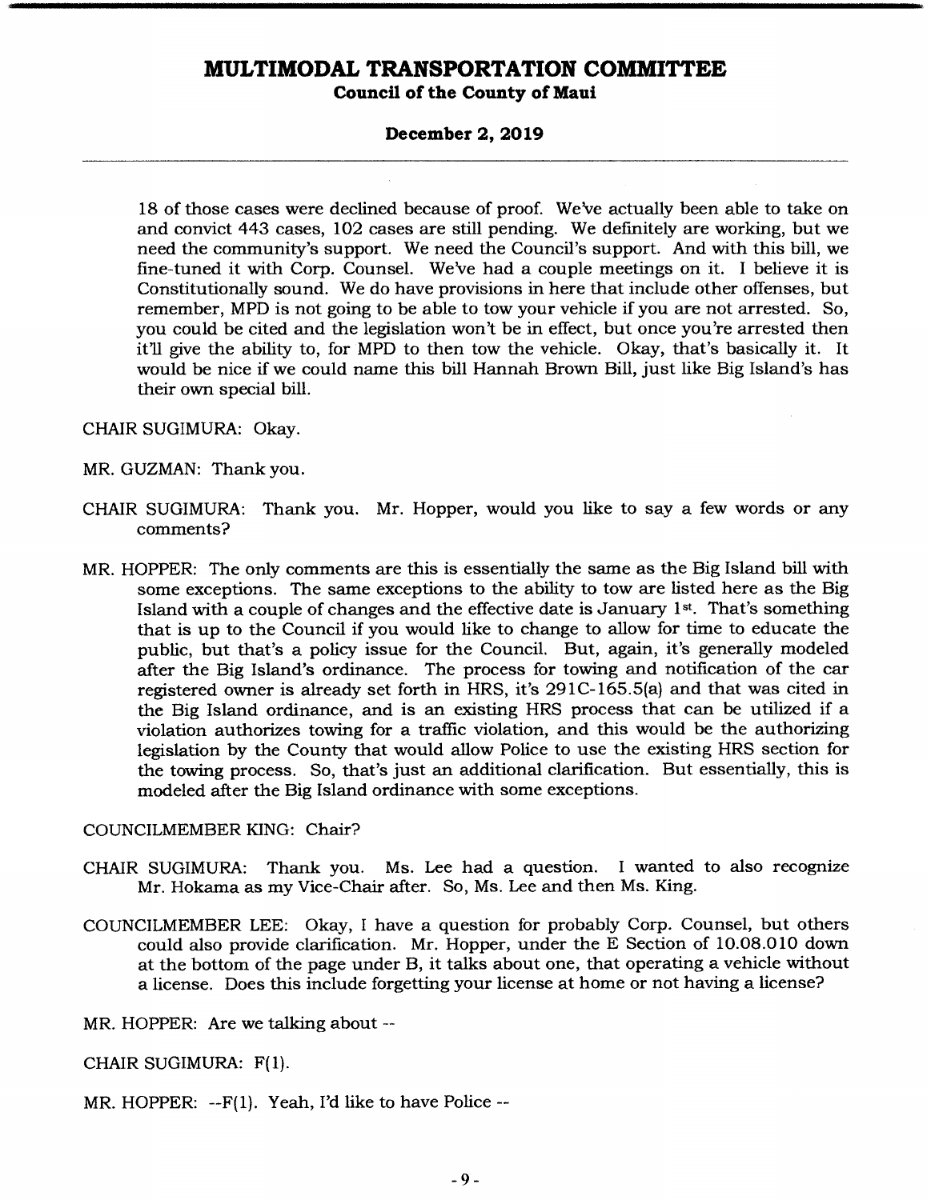18 of those cases were declined because of proof. We've actually been able to take on and convict 443 cases, 102 cases are still pending. We definitely are working, but we need the community's support. We need the Council's support. And with this bill, we fine-tuned it with Corp. Counsel. We've had a couple meetings on it. I believe it is Constitutionally sound. We do have provisions in here that include other offenses, but remember, MPD is not going to be able to tow your vehicle if you are not arrested. So, you could be cited and the legislation won't be in effect, but once you're arrested then it'll give the ability to, for MPD to then tow the vehicle. Okay, that's basically it. It would be nice if we could name this bill Hannah Brown Bill, just like Big Island's has their own special bill.

CHAIR SUGIMURA: Okay.

MR. GUZMAN: Thank you.

CHAIR SUGIMURA: Thank you. Mr. Hopper, would you like to say a few words or any comments?

MR. HOPPER: The only comments are this is essentially the same as the Big Island bill with some exceptions. The same exceptions to the ability to tow are listed here as the Big Island with a couple of changes and the effective date is January 1st. That's something that is up to the Council if you would like to change to allow for time to educate the public, but that's a policy issue for the Council. But, again, it's generally modeled after the Big Island's ordinance. The process for towing and notification of the car registered owner is already set forth in HRS, it's 291C-165.5(a) and that was cited in the Big Island ordinance, and is an existing HRS process that can be utilized if a violation authorizes towing for a traffic violation, and this would be the authorizing legislation by the County that would allow Police to use the existing HRS section for the towing process. So, that's just an additional clarification. But essentially, this is modeled after the Big Island ordinance with some exceptions.

COUNCILMEMBER KING: Chair?

CHAIR SUGIMURA: Thank you. Ms. Lee had a question. I wanted to also recognize Mr. Hokama as my Vice-Chair after. So, Ms. Lee and then Ms. King.

COUNCILMEMBER LEE: Okay, I have a question for probably Corp. Counsel, but others could also provide clarification. Mr. Hopper, under the E Section of 10.08.010 down at the bottom of the page under B, it talks about one, that operating a vehicle without a license. Does this include forgetting your license at home or not having a license?

MR. HOPPER: Are we talking about --

CHAIR SUGIMURA: F(1).

MR. HOPPER: --F(1). Yeah, I'd like to have Police --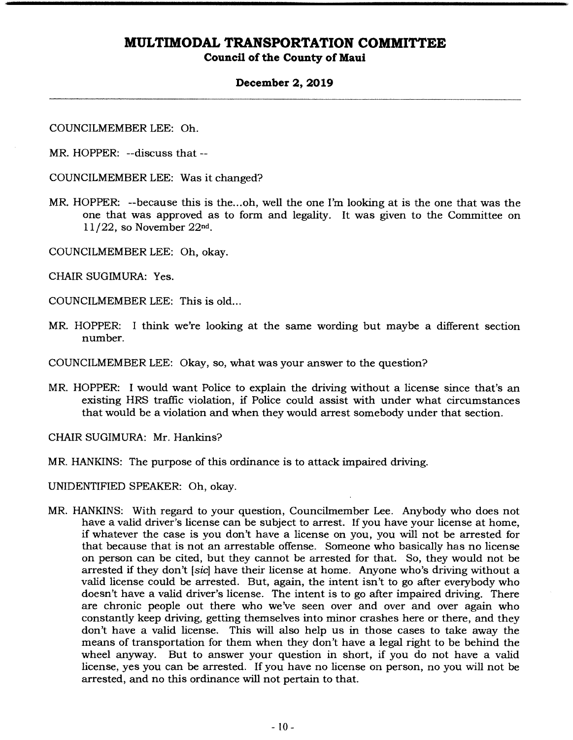COUNCILMEMBER LEE: Oh.

MR. HOPPER: --discuss that --

COUNCILMEMBER LEE: Was it changed?

MR. HOPPER: --because this is the...oh, well the one I'm looking at is the one that was the one that was approved as to form and legality. It was given to the Committee on 11/22, so November 22nd.

COUNCILMEMBER LEE: Oh, okay.

CHAIR SUGIMURA: Yes.

COUNCILMEMBER LEE: This is old...

MR. HOPPER: I think we're looking at the same wording but maybe a different section number.

COUNCILMEMBER LEE: Okay, so, what was your answer to the question?

MR. HOPPER: I would want Police to explain the driving without a license since that's an existing HRS traffic violation, if Police could assist with under what circumstances that would be a violation and when they would arrest somebody under that section.

CHAIR SUGIMURA: Mr. Hankins?

MR. HANKINS: The purpose of this ordinance is to attack impaired driving.

UNIDENTIFIED SPEAKER: Oh, okay.

MR. HANKINS: With regard to your question, Councilmember Lee. Anybody who does not have a valid driver's license can be subject to arrest. If you have your license at home, if whatever the case is you don't have a license on you, you will not be arrested for that because that is not an arrestable offense. Someone who basically has no license on person can be cited, but they cannot be arrested for that. So, they would not be arrested if they don't [*sic*] have their license at home. Anyone who's driving without a valid license could be arrested. But, again, the intent isn't to go after everybody who doesn't have a valid driver's license. The intent is to go after impaired driving. There are chronic people out there who we've seen over and over and over again who constantly keep driving, getting themselves into minor crashes here or there, and they don't have a valid license. This will also help us in those cases to take away the means of transportation for them when they don't have a legal right to be behind the wheel anyway. But to answer your question in short, if you do not have a valid license, yes you can be arrested. If you have no license on person, no you will not be arrested, and no this ordinance will not pertain to that.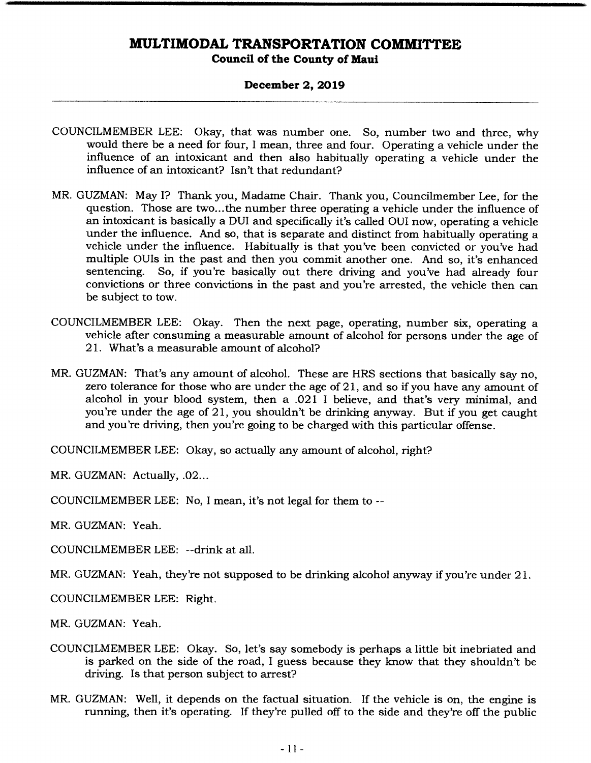COUNCILMEMBER LEE: Okay, that was number one. So, number two and three, why would there be a need for four, I mean, three and four. Operating a vehicle under the influence of an intoxicant and then also habitually operating a vehicle under the influence of an intoxicant? Isn't that redundant?

MR. GUZMAN: May I? Thank you, Madame Chair. Thank you, Councilmember Lee, for the question. Those are two...the number three operating a vehicle under the influence of an intoxicant is basically a DUI and specifically it's called OUI now, operating a vehicle under the influence. And so, that is separate and distinct from habitually operating a vehicle under the influence. Habitually is that you've been convicted or you've had multiple OUIs in the past and then you commit another one. And so, it's enhanced sentencing. So, if you're basically out there driving and you've had already four convictions or three convictions in the past and you're arrested, the vehicle then can be subject to tow.

COUNCILMEMBER LEE: Okay. Then the next page, operating, number six, operating a vehicle after consuming a measurable amount of alcohol for persons under the age of 21. What's a measurable amount of alcohol?

MR. GUZMAN: That's any amount of alcohol. These are HRS sections that basically say no, zero tolerance for those who are under the age of 21, and so if you have any amount of alcohol in your blood system, then a .021 I believe, and that's very minimal, and you're under the age of 21, you shouldn't be drinking anyway. But if you get caught and you're driving, then you're going to be charged with this particular offense.

COUNCILMEMBER LEE: Okay, so actually any amount of alcohol, right?

MR. GUZMAN: Actually, .02...

COUNCILMEMBER LEE: No, I mean, it's not legal for them to --

MR. GUZMAN: Yeah.

COUNCILMEMBER LEE: --drink at all.

MR. GUZMAN: Yeah, they're not supposed to be drinking alcohol anyway if you're under 21.

COUNCILMEMBER LEE: Right.

MR. GUZMAN: Yeah.

COUNCILMEMBER LEE: Okay. So, let's say somebody is perhaps a little bit inebriated and is parked on the side of the road, I guess because they know that they shouldn't be driving. Is that person subject to arrest?

MR. GUZMAN: Well, it depends on the factual situation. If the vehicle is on, the engine is running, then it's operating. If they're pulled off to the side and they're off the public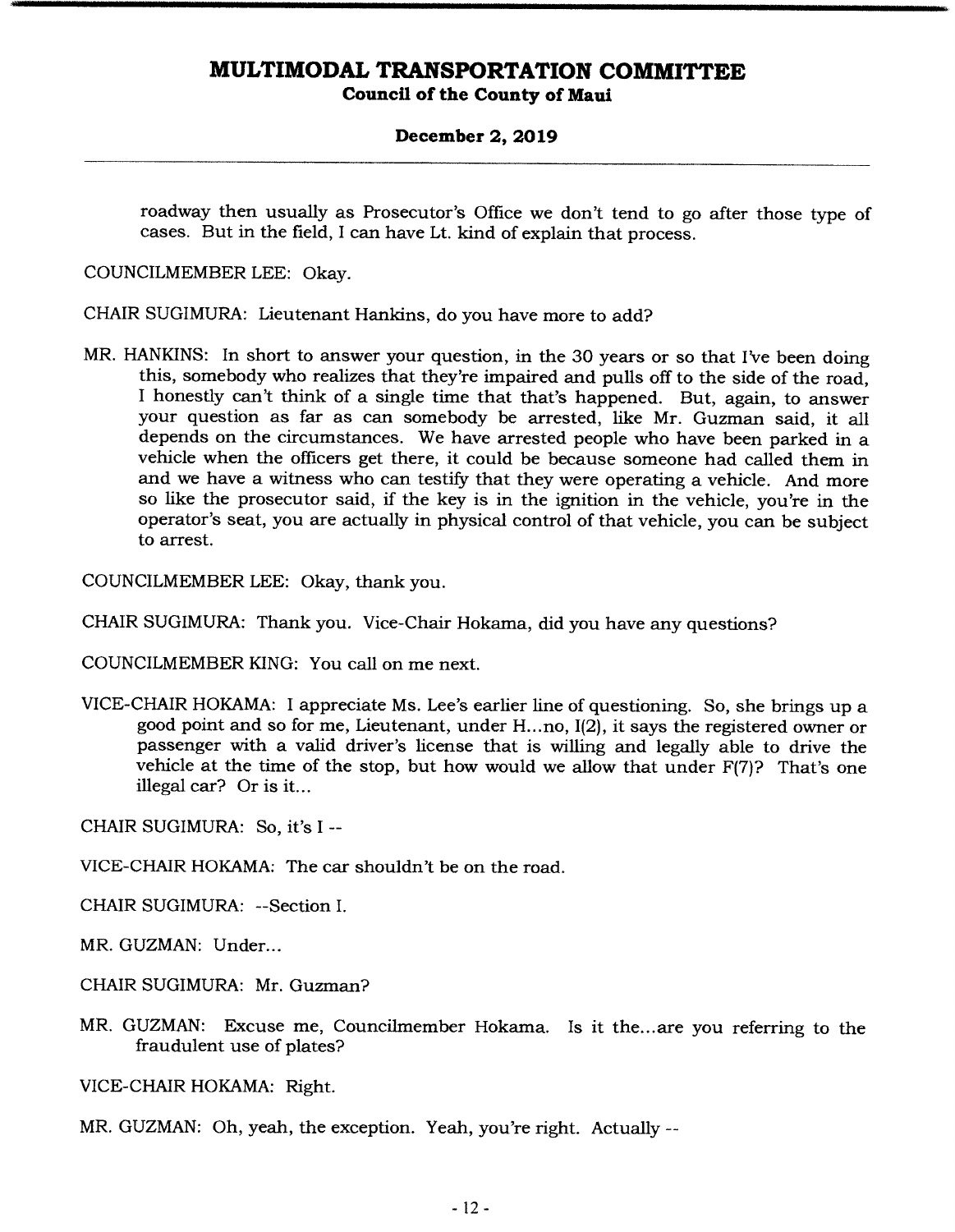roadway then usually as Prosecutor's Office we don't tend to go after those type of cases. But in the field, I can have Lt. kind of explain that process.

COUNCILMEMBER LEE: Okay.

CHAIR SUGIMURA: Lieutenant Hankins, do you have more to add?

MR. HANKINS: In short to answer your question, in the 30 years or so that I've been doing this, somebody who realizes that they're impaired and pulls off to the side of the road, I honestly can't think of a single time that that's happened. But, again, to answer your question as far as can somebody be arrested, like Mr. Guzman said, it all depends on the circumstances. We have arrested people who have been parked in a vehicle when the officers get there, it could be because someone had called them in and we have a witness who can testify that they were operating a vehicle. And more so like the prosecutor said, if the key is in the ignition in the vehicle, you're in the operator's seat, you are actually in physical control of that vehicle, you can be subject to arrest.

COUNCILMEMBER LEE: Okay, thank you.

CHAIR SUGIMURA: Thank you. Vice-Chair Hokama, did you have any questions?

COUNCILMEMBER KING: You call on me next.

VICE-CHAIR HOKAMA: I appreciate Ms. Lee's earlier line of questioning. So, she brings up a good point and so for me, Lieutenant, under H...no, I(2), it says the registered owner or passenger with a valid driver's license that is willing and legally able to drive the vehicle at the time of the stop, but how would we allow that under F(7)? That's one illegal car? Or is it...

CHAIR SUGIMURA: So, it's I --

VICE-CHAIR HOKAMA: The car shouldn't be on the road.

CHAIR SUGIMURA: --Section I.

MR. GUZMAN: Under...

CHAIR SUGIMURA: Mr. Guzman?

MR. GUZMAN: Excuse me, Councilmember Hokama. Is it the...are you referring to the fraudulent use of plates?

VICE-CHAIR HOKAMA: Right.

MR. GUZMAN: Oh, yeah, the exception. Yeah, you're right. Actually --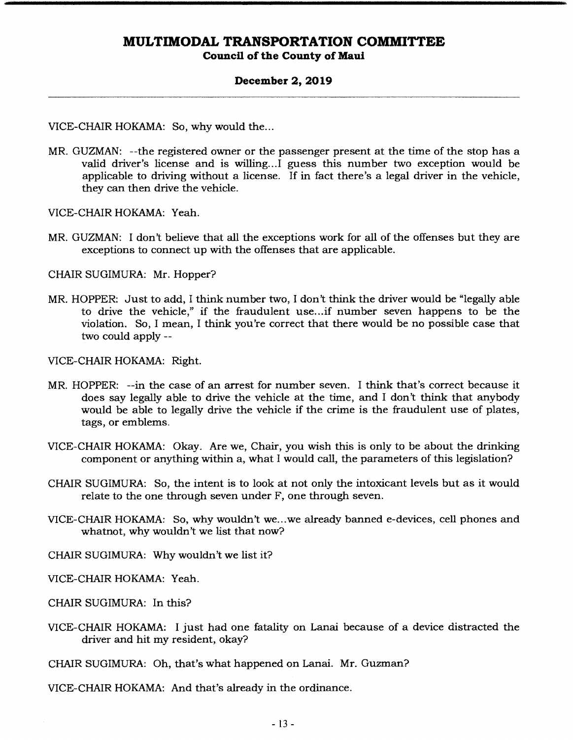VICE-CHAIR HOKAMA: So, why would the...

MR. GUZMAN: --the registered owner or the passenger present at the time of the stop has a valid driver's license and is willing...I guess this number two exception would be applicable to driving without a license. If in fact there's a legal driver in the vehicle, they can then drive the vehicle.

VICE-CHAIR HOKAMA: Yeah.

MR. GUZMAN: I don't believe that all the exceptions work for all of the offenses but they are exceptions to connect up with the offenses that are applicable.

CHAIR SUGIMURA: Mr. Hopper?

MR. HOPPER: Just to add, I think number two, I don't think the driver would be "legally able to drive the vehicle," if the fraudulent use...if number seven happens to be the violation. So, I mean, I think you're correct that there would be no possible case that two could apply --

VICE-CHAIR HOKAMA: Right.

MR. HOPPER: --in the case of an arrest for number seven. I think that's correct because it does say legally able to drive the vehicle at the time, and I don't think that anybody would be able to legally drive the vehicle if the crime is the fraudulent use of plates, tags, or emblems.

VICE-CHAIR HOKAMA: Okay. Are we, Chair, you wish this is only to be about the drinking component or anything within a, what I would call, the parameters of this legislation?

CHAIR SUGIMURA: So, the intent is to look at not only the intoxicant levels but as it would relate to the one through seven under F, one through seven.

VICE-CHAIR HOKAMA: So, why wouldn't we...we already banned e-devices, cell phones and whatnot, why wouldn't we list that now?

CHAIR SUGIMURA: Why wouldn't we list it?

VICE-CHAIR HOKAMA: Yeah.

CHAIR SUGIMURA: In this?

VICE-CHAIR HOKAMA: I just had one fatality on Lanai because of a device distracted the driver and hit my resident, okay?

CHAIR SUGIMURA: Oh, that's what happened on Lanai. Mr. Guzman?

VICE-CHAIR HOKAMA: And that's already in the ordinance.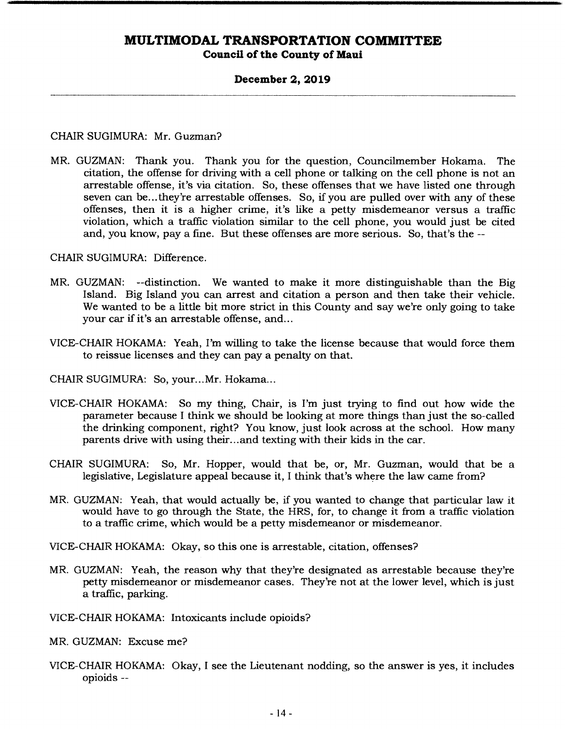CHAIR SUGIMURA: Mr. Guzman?

MR. GUZMAN: Thank you. Thank you for the question, Councilmember Hokama. The citation, the offense for driving with a cell phone or talking on the cell phone is not an arrestable offense, it's via citation. So, these offenses that we have listed one through seven can be...they're arrestable offenses. So, if you are pulled over with any of these offenses, then it is a higher crime, it's like a petty misdemeanor versus a traffic violation, which a traffic violation similar to the cell phone, you would just be cited and, you know, pay a fine. But these offenses are more serious. So, that's the --

CHAIR SUGIMURA: Difference.

MR. GUZMAN: --distinction. We wanted to make it more distinguishable than the Big Island. Big Island you can arrest and citation a person and then take their vehicle. We wanted to be a little bit more strict in this County and say we're only going to take your car if it's an arrestable offense, and...

VICE-CHAIR HOKAMA: Yeah, I'm willing to take the license because that would force them to reissue licenses and they can pay a penalty on that.

CHAIR SUGIMURA: So, your...Mr. Hokama...

VICE-CHAIR HOKAMA: So my thing, Chair, is I'm just trying to find out how wide the parameter because I think we should be looking at more things than just the so-called the drinking component, right? You know, just look across at the school. How many parents drive with using their...and texting with their kids in the car.

CHAIR SUGIMURA: So, Mr. Hopper, would that be, or, Mr. Guzman, would that be a legislative, Legislature appeal because it, I think that's where the law came from?

MR. GUZMAN: Yeah, that would actually be, if you wanted to change that particular law it would have to go through the State, the HRS, for, to change it from a traffic violation to a traffic crime, which would be a petty misdemeanor or misdemeanor.

VICE-CHAIR HOKAMA: Okay, so this one is arrestable, citation, offenses?

MR. GUZMAN: Yeah, the reason why that they're designated as arrestable because they're petty misdemeanor or misdemeanor cases. They're not at the lower level, which is just a traffic, parking.

VICE-CHAIR HOKAMA: Intoxicants include opioids?

MR. GUZMAN: Excuse me?

VICE-CHAIR HOKAMA: Okay, I see the Lieutenant nodding, so the answer is yes, it includes opioids --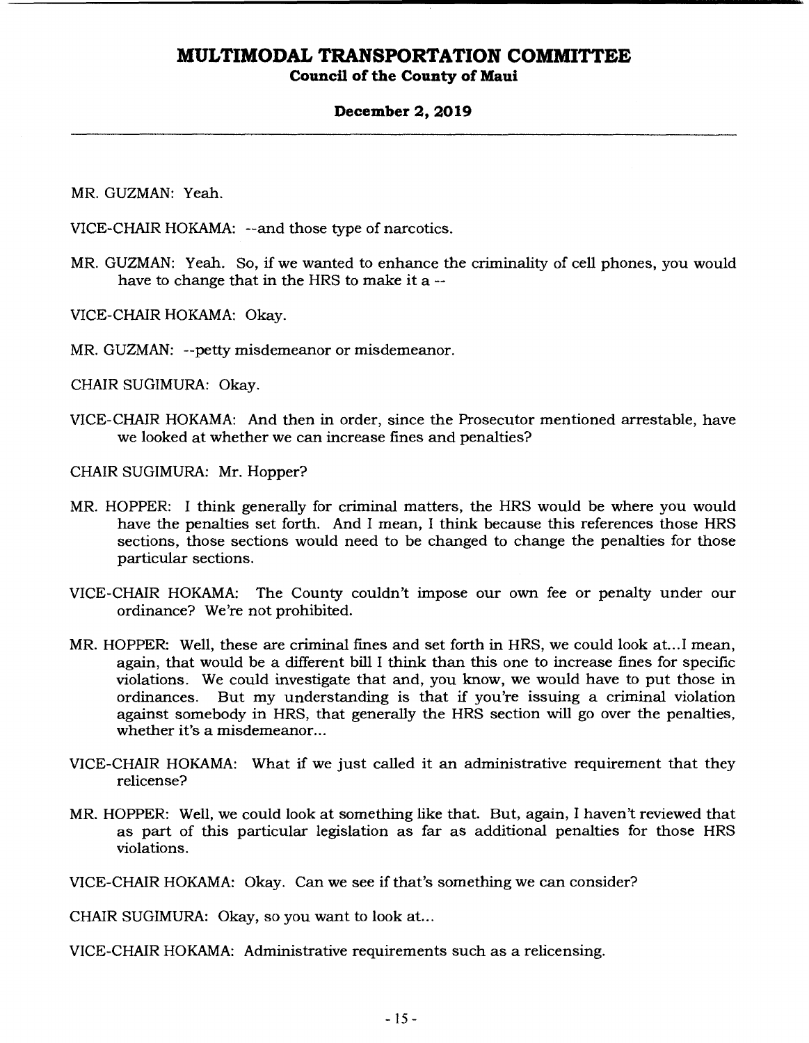MR. GUZMAN: Yeah.

VICE-CHAIR HOKAMA: --and those type of narcotics.

MR. GUZMAN: Yeah. So, if we wanted to enhance the criminality of cell phones, you would have to change that in the HRS to make it a --

VICE-CHAIR HOKAMA: Okay.

MR. GUZMAN: --petty misdemeanor or misdemeanor.

CHAIR SUGIMURA: Okay.

VICE-CHAIR HOKAMA: And then in order, since the Prosecutor mentioned arrestable, have we looked at whether we can increase fines and penalties?

CHAIR SUGIMURA: Mr. Hopper?

MR. HOPPER: I think generally for criminal matters, the HRS would be where you would have the penalties set forth. And I mean, I think because this references those HRS sections, those sections would need to be changed to change the penalties for those particular sections.

VICE-CHAIR HOKAMA: The County couldn't impose our own fee or penalty under our ordinance? We're not prohibited.

MR. HOPPER: Well, these are criminal fines and set forth in HRS, we could look at...I mean, again, that would be a different bill I think than this one to increase fines for specific violations. We could investigate that and, you know, we would have to put those in ordinances. But my understanding is that if you're issuing a criminal violation against somebody in HRS, that generally the HRS section will go over the penalties, whether it's a misdemeanor...

VICE-CHAIR HOKAMA: What if we just called it an administrative requirement that they relicense?

MR. HOPPER: Well, we could look at something like that. But, again, I haven't reviewed that as part of this particular legislation as far as additional penalties for those HRS violations.

VICE-CHAIR HOKAMA: Okay. Can we see if that's something we can consider?

CHAIR SUGIMURA: Okay, so you want to look at...

VICE-CHAIR HOKAMA: Administrative requirements such as a relicensing.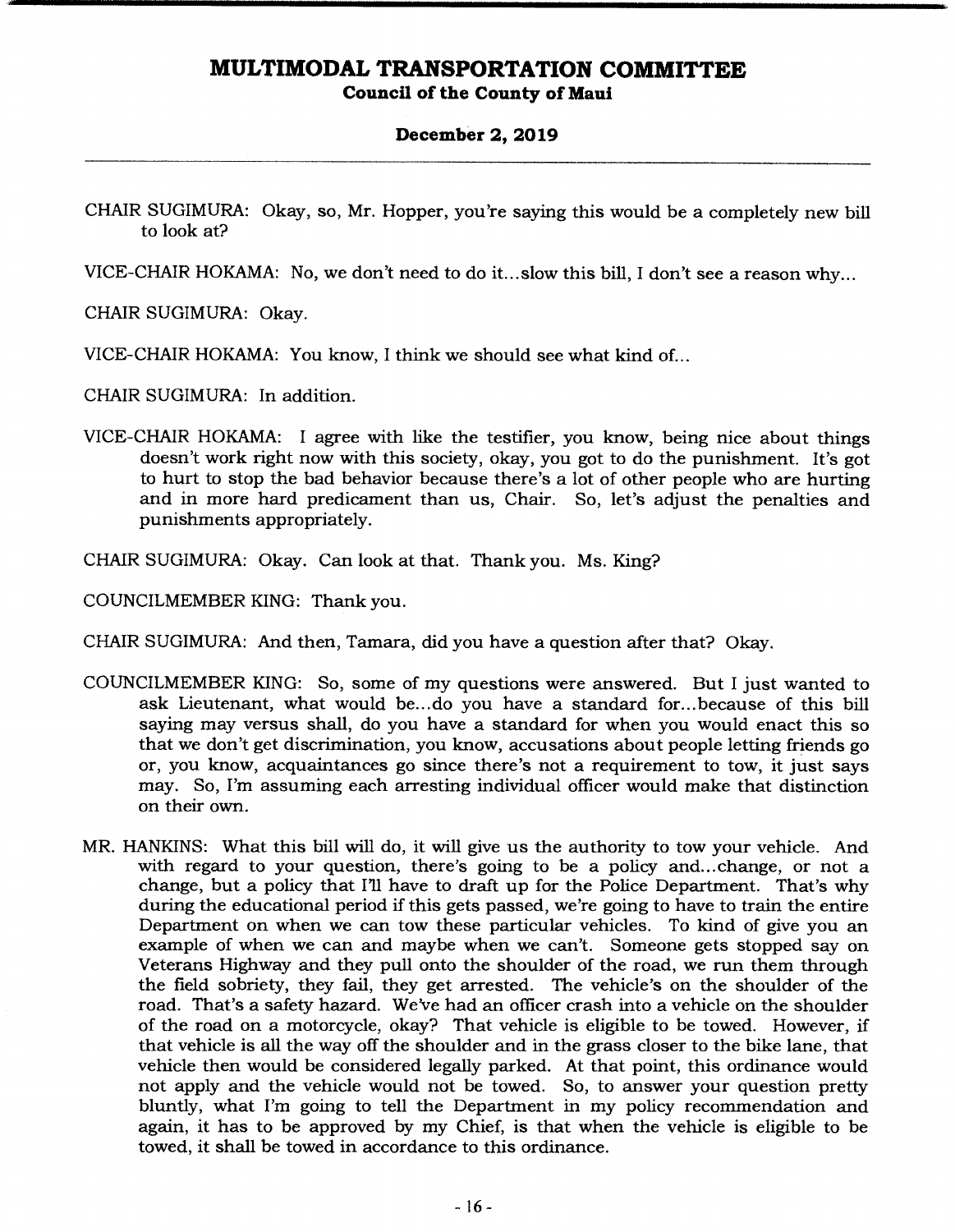CHAIR SUGIMURA: Okay, so, Mr. Hopper, you're saying this would be a completely new bill to look at?

VICE-CHAIR HOKAMA: No, we don't need to do it...slow this bill, I don't see a reason why...

CHAIR SUGIMURA: Okay.

VICE-CHAIR HOKAMA: You know, I think we should see what kind of...

CHAIR SUGIMURA: In addition.

VICE-CHAIR HOKAMA: I agree with like the testifier, you know, being nice about things doesn't work right now with this society, okay, you got to do the punishment. It's got to hurt to stop the bad behavior because there's a lot of other people who are hurting and in more hard predicament than us, Chair. So, let's adjust the penalties and punishments appropriately.

CHAIR SUGIMURA: Okay. Can look at that. Thank you. Ms. King?

COUNCILMEMBER KING: Thank you.

CHAIR SUGIMURA: And then, Tamara, did you have a question after that? Okay.

COUNCILMEMBER KING: So, some of my questions were answered. But I just wanted to ask Lieutenant, what would be...do you have a standard for...because of this bill saying may versus shall, do you have a standard for when you would enact this so that we don't get discrimination, you know, accusations about people letting friends go or, you know, acquaintances go since there's not a requirement to tow, it just says may. So, I'm assuming each arresting individual officer would make that distinction on their own.

MR. HANKINS: What this bill will do, it will give us the authority to tow your vehicle. And with regard to your question, there's going to be a policy and...change, or not a change, but a policy that I'll have to draft up for the Police Department. That's why during the educational period if this gets passed, we're going to have to train the entire Department on when we can tow these particular vehicles. To kind of give you an example of when we can and maybe when we can't. Someone gets stopped say on Veterans Highway and they pull onto the shoulder of the road, we run them through the field sobriety, they fail, they get arrested. The vehicle's on the shoulder of the road. That's a safety hazard. We've had an officer crash into a vehicle on the shoulder of the road on a motorcycle, okay? That vehicle is eligible to be towed. However, if that vehicle is all the way off the shoulder and in the grass closer to the bike lane, that vehicle then would be considered legally parked. At that point, this ordinance would not apply and the vehicle would not be towed. So, to answer your question pretty bluntly, what I'm going to tell the Department in my policy recommendation and again, it has to be approved by my Chief, is that when the vehicle is eligible to be towed, it shall be towed in accordance to this ordinance.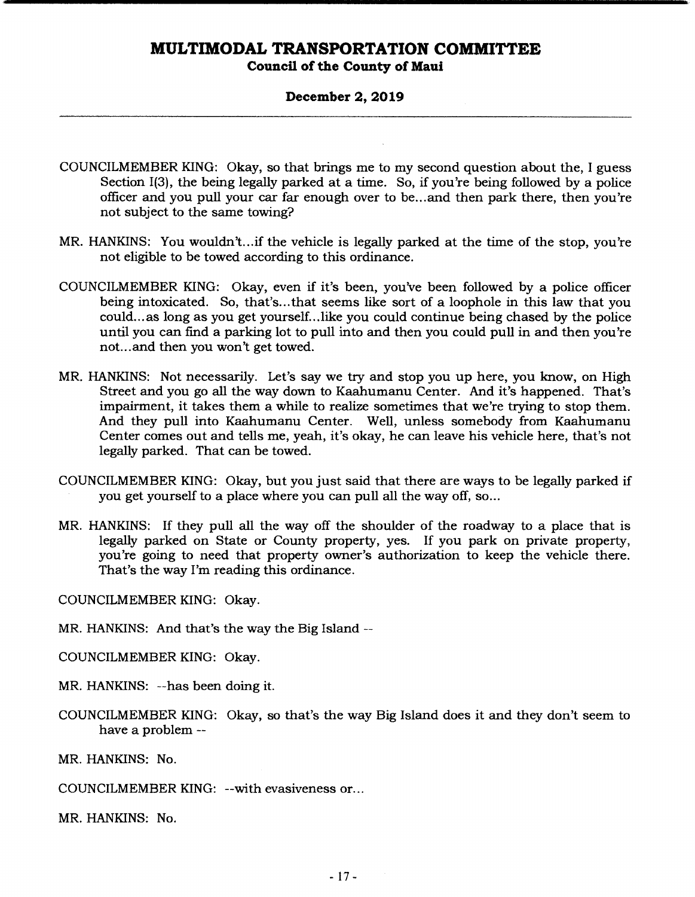COUNCILMEMBER KING: Okay, so that brings me to my second question about the, I guess Section I(3), the being legally parked at a time. So, if you're being followed by a police officer and you pull your car far enough over to be...and then park there, then you're not subject to the same towing?

MR. HANKINS: You wouldn't...if the vehicle is legally parked at the time of the stop, you're not eligible to be towed according to this ordinance.

COUNCILMEMBER KING: Okay, even if it's been, you've been followed by a police officer being intoxicated. So, that's...that seems like sort of a loophole in this law that you could...as long as you get yourself...like you could continue being chased by the police until you can find a parking lot to pull into and then you could pull in and then you're not...and then you won't get towed.

MR. HANKINS: Not necessarily. Let's say we try and stop you up here, you know, on High Street and you go all the way down to Kaahumanu Center. And it's happened. That's impairment, it takes them a while to realize sometimes that we're trying to stop them. And they pull into Kaahumanu Center. Well, unless somebody from Kaahumanu Center comes out and tells me, yeah, it's okay, he can leave his vehicle here, that's not legally parked. That can be towed.

COUNCILMEMBER KING: Okay, but you just said that there are ways to be legally parked if you get yourself to a place where you can pull all the way off, so...

MR. HANKINS: If they pull all the way off the shoulder of the roadway to a place that is legally parked on State or County property, yes. If you park on private property, you're going to need that property owner's authorization to keep the vehicle there. That's the way I'm reading this ordinance.

COUNCILMEMBER KING: Okay.

MR. HANKINS: And that's the way the Big Island --

COUNCILMEMBER KING: Okay.

MR. HANKINS: --has been doing it.

COUNCILMEMBER KING: Okay, so that's the way Big Island does it and they don't seem to have a problem --

MR. HANKINS: No.

COUNCILMEMBER KING: --with evasiveness or...

MR. HANKINS: No.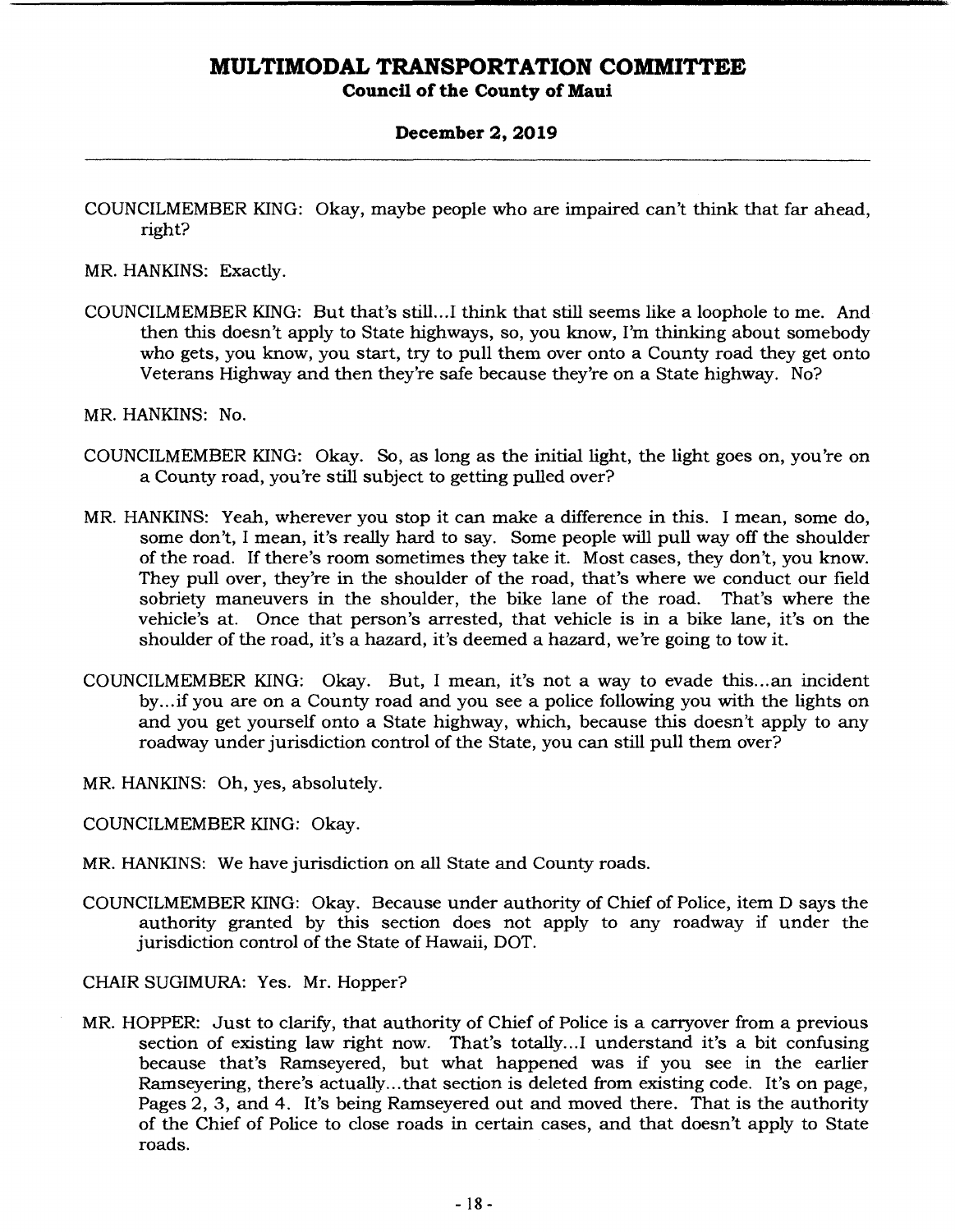COUNCILMEMBER KING: Okay, maybe people who are impaired can't think that far ahead, right?

MR. HANKINS: Exactly.

COUNCILMEMBER KING: But that's still...I think that still seems like a loophole to me. And then this doesn't apply to State highways, so, you know, I'm thinking about somebody who gets, you know, you start, try to pull them over onto a County road they get onto Veterans Highway and then they're safe because they're on a State highway. No?

MR. HANKINS: No.

COUNCILMEMBER KING: Okay. So, as long as the initial light, the light goes on, you're on a County road, you're still subject to getting pulled over?

MR. HANKINS: Yeah, wherever you stop it can make a difference in this. I mean, some do, some don't, I mean, it's really hard to say. Some people will pull way off the shoulder of the road. If there's room sometimes they take it. Most cases, they don't, you know. They pull over, they're in the shoulder of the road, that's where we conduct our field sobriety maneuvers in the shoulder, the bike lane of the road. That's where the vehicle's at. Once that person's arrested, that vehicle is in a bike lane, it's on the shoulder of the road, it's a hazard, it's deemed a hazard, we're going to tow it.

COUNCILMEMBER KING: Okay. But, I mean, it's not a way to evade this...an incident by...if you are on a County road and you see a police following you with the lights on and you get yourself onto a State highway, which, because this doesn't apply to any roadway under jurisdiction control of the State, you can still pull them over?

MR. HANKINS: Oh, yes, absolutely.

COUNCILMEMBER KING: Okay.

MR. HANKINS: We have jurisdiction on all State and County roads.

COUNCILMEMBER KING: Okay. Because under authority of Chief of Police, item D says the authority granted by this section does not apply to any roadway if under the jurisdiction control of the State of Hawaii, DOT.

CHAIR SUGIMURA: Yes. Mr. Hopper?

MR. HOPPER: Just to clarify, that authority of Chief of Police is a carryover from a previous section of existing law right now. That's totally...I understand it's a bit confusing because that's Ramseyered, but what happened was if you see in the earlier Ramseyering, there's actually...that section is deleted from existing code. It's on page, Pages 2, 3, and 4. It's being Ramseyered out and moved there. That is the authority of the Chief of Police to close roads in certain cases, and that doesn't apply to State roads.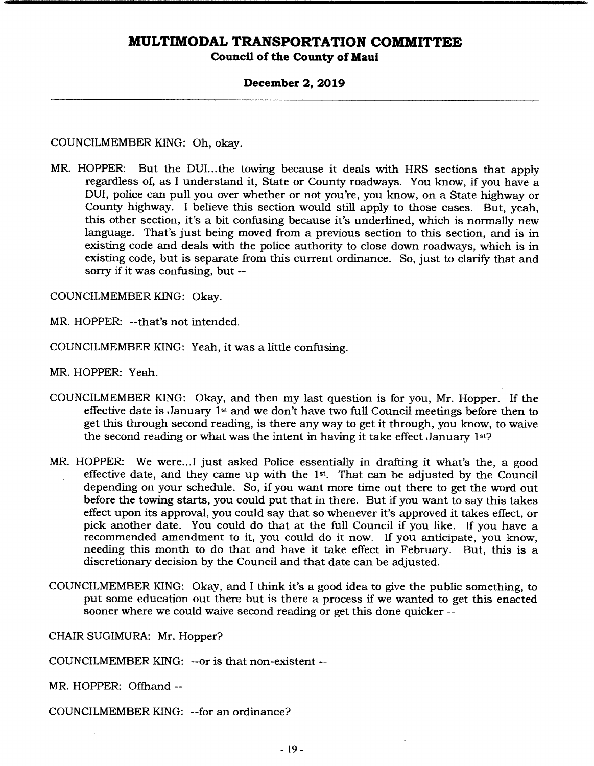COUNCILMEMBER KING: Oh, okay.

MR. HOPPER: But the DUI...the towing because it deals with HRS sections that apply regardless of, as I understand it, State or County roadways. You know, if you have a DUI, police can pull you over whether or not you're, you know, on a State highway or County highway. I believe this section would still apply to those cases. But, yeah, this other section, it's a bit confusing because it's underlined, which is normally new language. That's just being moved from a previous section to this section, and is in existing code and deals with the police authority to close down roadways, which is in existing code, but is separate from this current ordinance. So, just to clarify that and sorry if it was confusing, but --

COUNCILMEMBER KING: Okay.

MR. HOPPER: --that's not intended.

COUNCILMEMBER KING: Yeah, it was a little confusing.

MR. HOPPER: Yeah.

COUNCILMEMBER KING: Okay, and then my last question is for you, Mr. Hopper. If the effective date is January 1st and we don't have two full Council meetings before then to get this through second reading, is there any way to get it through, you know, to waive the second reading or what was the intent in having it take effect January 1st?

MR. HOPPER: We were...I just asked Police essentially in drafting it what's the, a good effective date, and they came up with the 1st. That can be adjusted by the Council depending on your schedule. So, if you want more time out there to get the word out before the towing starts, you could put that in there. But if you want to say this takes effect upon its approval, you could say that so whenever it's approved it takes effect, or pick another date. You could do that at the full Council if you like. If you have a recommended amendment to it, you could do it now. If you anticipate, you know, needing this month to do that and have it take effect in February. But, this is a discretionary decision by the Council and that date can be adjusted.

COUNCILMEMBER KING: Okay, and I think it's a good idea to give the public something, to put some education out there but is there a process if we wanted to get this enacted sooner where we could waive second reading or get this done quicker --

CHAIR SUGIMURA: Mr. Hopper?

COUNCILMEMBER KING: --or is that non-existent --

MR. HOPPER: Offhand --

COUNCILMEMBER KING: --for an ordinance?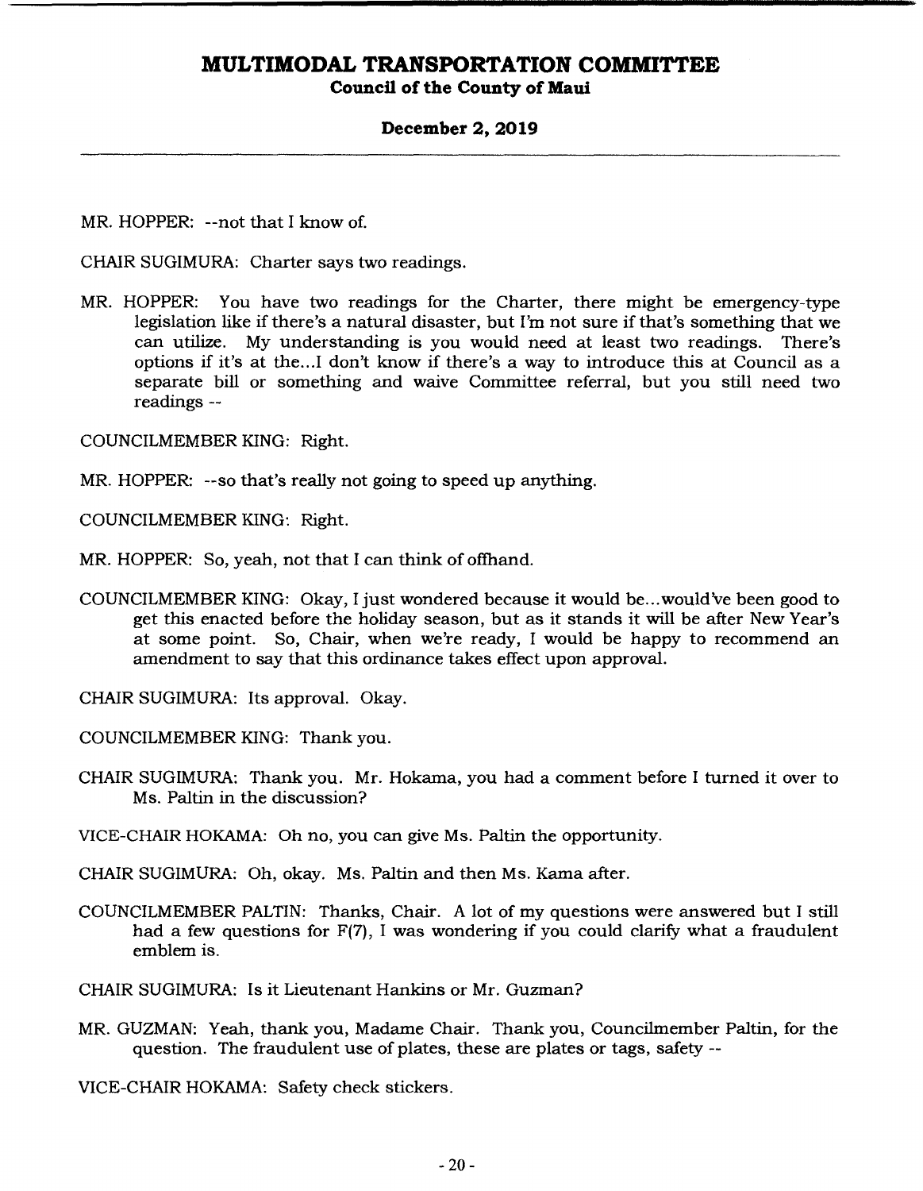MR. HOPPER: --not that I know of.

CHAIR SUGIMURA: Charter says two readings.

MR. HOPPER: You have two readings for the Charter, there might be emergency-type legislation like if there's a natural disaster, but I'm not sure if that's something that we can utilize. My understanding is you would need at least two readings. There's options if it's at the...I don't know if there's a way to introduce this at Council as a separate bill or something and waive Committee referral, but you still need two readings --

COUNCILMEMBER KING: Right.

MR. HOPPER: --so that's really not going to speed up anything.

COUNCILMEMBER KING: Right.

MR. HOPPER: So, yeah, not that I can think of offhand.

COUNCILMEMBER KING: Okay, I just wondered because it would be...would've been good to get this enacted before the holiday season, but as it stands it will be after New Year's at some point. So, Chair, when we're ready, I would be happy to recommend an amendment to say that this ordinance takes effect upon approval.

CHAIR SUGIMURA: Its approval. Okay.

COUNCILMEMBER KING: Thank you.

CHAIR SUGIMURA: Thank you. Mr. Hokama, you had a comment before I turned it over to Ms. Paltin in the discussion?

VICE-CHAIR HOKAMA: Oh no, you can give Ms. Paltin the opportunity.

CHAIR SUGIMURA: Oh, okay. Ms. Paltin and then Ms. Kama after.

COUNCILMEMBER PALTIN: Thanks, Chair. A lot of my questions were answered but I still had a few questions for F(7), I was wondering if you could clarify what a fraudulent emblem is.

CHAIR SUGIMURA: Is it Lieutenant Hankins or Mr. Guzman?

MR. GUZMAN: Yeah, thank you, Madame Chair. Thank you, Councilmember Paltin, for the question. The fraudulent use of plates, these are plates or tags, safety --

VICE-CHAIR HOKAMA: Safety check stickers.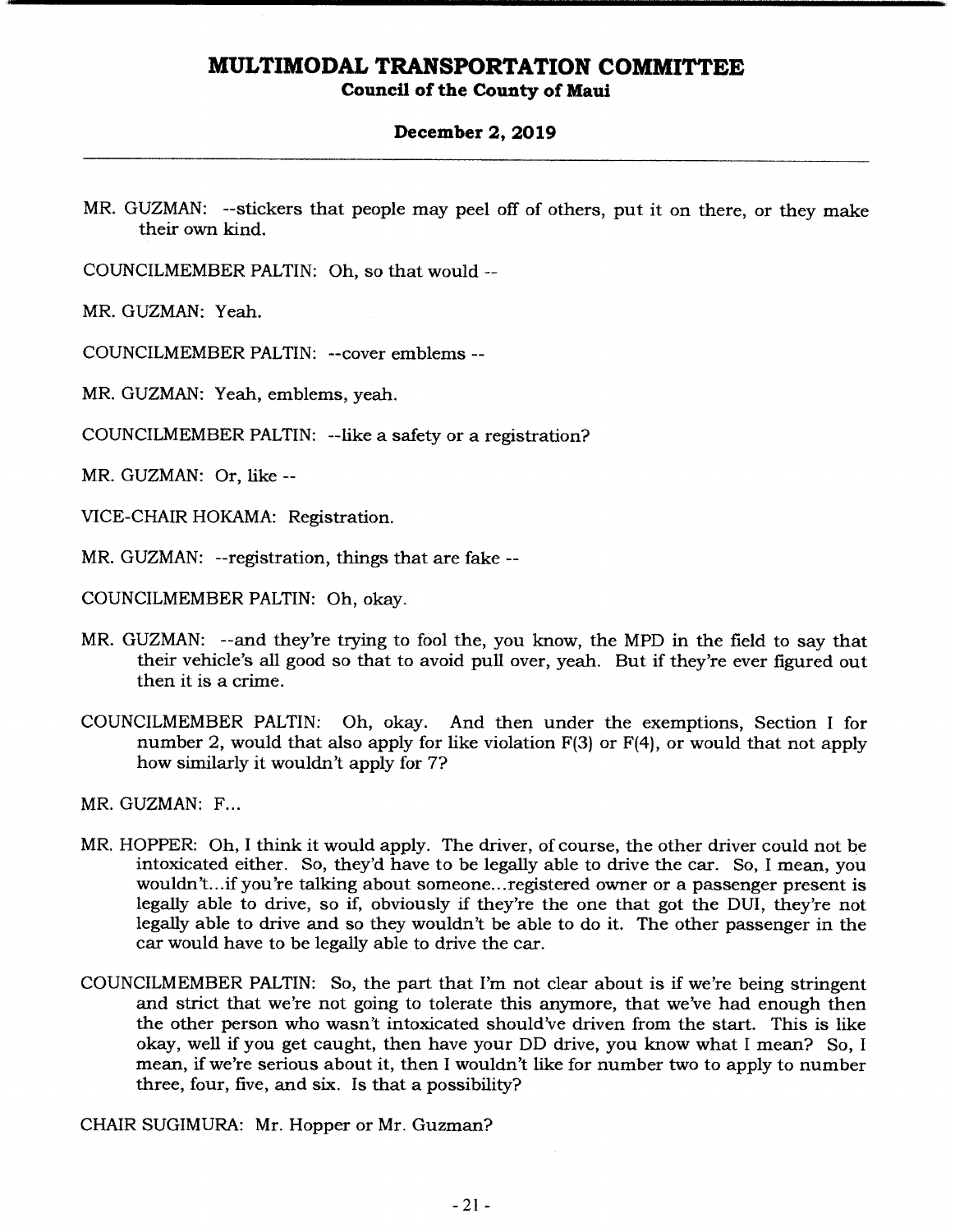MR. GUZMAN: --stickers that people may peel off of others, put it on there, or they make their own kind.

COUNCILMEMBER PALTIN: Oh, so that would --

MR. GUZMAN: Yeah.

COUNCILMEMBER PALTIN: --cover emblems --

MR. GUZMAN: Yeah, emblems, yeah.

COUNCILMEMBER PALTIN: --like a safety or a registration?

MR. GUZMAN: Or, like --

VICE-CHAIR HOKAMA: Registration.

MR. GUZMAN: --registration, things that are fake --

COUNCILMEMBER PALTIN: Oh, okay.

MR. GUZMAN: --and they're trying to fool the, you know, the MPD in the field to say that their vehicle's all good so that to avoid pull over, yeah. But if they're ever figured out then it is a crime.

COUNCILMEMBER PALTIN: Oh, okay. And then under the exemptions, Section I for number 2, would that also apply for like violation F(3) or F(4), or would that not apply how similarly it wouldn't apply for 7?

MR. GUZMAN: F...

MR. HOPPER: Oh, I think it would apply. The driver, of course, the other driver could not be intoxicated either. So, they'd have to be legally able to drive the car. So, I mean, you wouldn't...if you're talking about someone...registered owner or a passenger present is legally able to drive, so if, obviously if they're the one that got the DUI, they're not legally able to drive and so they wouldn't be able to do it. The other passenger in the car would have to be legally able to drive the car.

COUNCILMEMBER PALTIN: So, the part that I'm not clear about is if we're being stringent and strict that we're not going to tolerate this anymore, that we've had enough then the other person who wasn't intoxicated should've driven from the start. This is like okay, well if you get caught, then have your DD drive, you know what I mean? So, I mean, if we're serious about it, then I wouldn't like for number two to apply to number three, four, five, and six. Is that a possibility?

CHAIR SUGIMURA: Mr. Hopper or Mr. Guzman?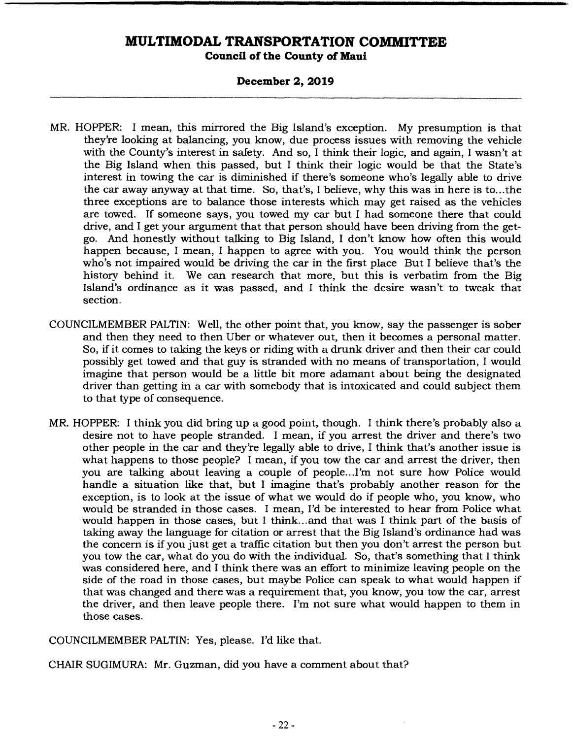MR. HOPPER: I mean, this mirrored the Big Island's exception. My presumption is that they're looking at balancing, you know, due process issues with removing the vehicle with the County's interest in safety. And so, I think their logic, and again, I wasn't at the Big Island when this passed, but I think their logic would be that the State's interest in towing the car is diminished if there's someone who's legally able to drive the car away anyway at that time. So, that's, I believe, why this was in here is to...the three exceptions are to balance those interests which may get raised as the vehicles are towed. If someone says, you towed my car but I had someone there that could drive, and I get your argument that that person should have been driving from the get-go. And honestly without talking to Big Island, I don't know how often this would happen because, I mean, I happen to agree with you. You would think the person who's not impaired would be driving the car in the first place But I believe that's the history behind it. We can research that more, but this is verbatim from the Big Island's ordinance as it was passed, and I think the desire wasn't to tweak that section.

COUNCILMEMBER PALTIN: Well, the other point that, you know, say the passenger is sober and then they need to then Uber or whatever out, then it becomes a personal matter. So, if it comes to taking the keys or riding with a drunk driver and then their car could possibly get towed and that guy is stranded with no means of transportation, I would imagine that person would be a little bit more adamant about being the designated driver than getting in a car with somebody that is intoxicated and could subject them to that type of consequence.

MR. HOPPER: I think you did bring up a good point, though. I think there's probably also a desire not to have people stranded. I mean, if you arrest the driver and there's two other people in the car and they're legally able to drive, I think that's another issue is what happens to those people? I mean, if you tow the car and arrest the driver, then you are talking about leaving a couple of people...I'm not sure how Police would handle a situation like that, but I imagine that's probably another reason for the exception, is to look at the issue of what we would do if people who, you know, who would be stranded in those cases. I mean, I'd be interested to hear from Police what would happen in those cases, but I think...and that was I think part of the basis of taking away the language for citation or arrest that the Big Island's ordinance had was the concern is if you just get a traffic citation but then you don't arrest the person but you tow the car, what do you do with the individual. So, that's something that I think was considered here, and I think there was an effort to minimize leaving people on the side of the road in those cases, but maybe Police can speak to what would happen if that was changed and there was a requirement that, you know, you tow the car, arrest the driver, and then leave people there. I'm not sure what would happen to them in those cases.

COUNCILMEMBER PALTIN: Yes, please. I'd like that.

CHAIR SUGIMURA: Mr. Guzman, did you have a comment about that?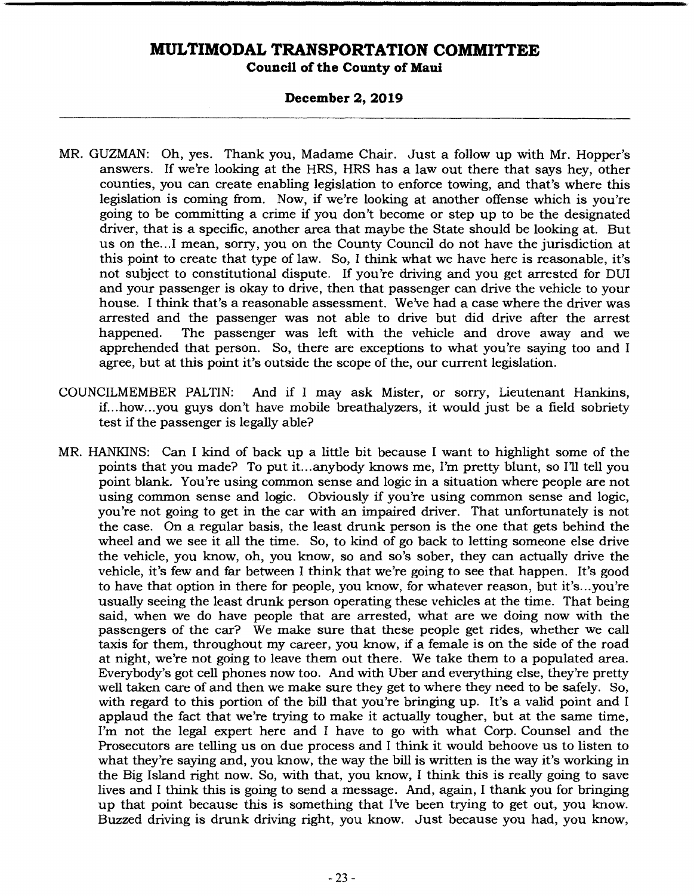MR. GUZMAN: Oh, yes. Thank you, Madame Chair. Just a follow up with Mr. Hopper's answers. If we're looking at the HRS, HRS has a law out there that says hey, other counties, you can create enabling legislation to enforce towing, and that's where this legislation is coming from. Now, if we're looking at another offense which is you're going to be committing a crime if you don't become or step up to be the designated driver, that is a specific, another area that maybe the State should be looking at. But us on the...I mean, sorry, you on the County Council do not have the jurisdiction at this point to create that type of law. So, I think what we have here is reasonable, it's not subject to constitutional dispute. If you're driving and you get arrested for DUI and your passenger is okay to drive, then that passenger can drive the vehicle to your house. I think that's a reasonable assessment. We've had a case where the driver was arrested and the passenger was not able to drive but did drive after the arrest happened. The passenger was left with the vehicle and drove away and we apprehended that person. So, there are exceptions to what you're saying too and I agree, but at this point it's outside the scope of the, our current legislation.

COUNCILMEMBER PALTIN: And if I may ask Mister, or sorry, Lieutenant Hankins, if...how...you guys don't have mobile breathalyzers, it would just be a field sobriety test if the passenger is legally able?

MR. HANKINS: Can I kind of back up a little bit because I want to highlight some of the points that you made? To put it...anybody knows me, I'm pretty blunt, so I'll tell you point blank. You're using common sense and logic in a situation where people are not using common sense and logic. Obviously if you're using common sense and logic, you're not going to get in the car with an impaired driver. That unfortunately is not the case. On a regular basis, the least drunk person is the one that gets behind the wheel and we see it all the time. So, to kind of go back to letting someone else drive the vehicle, you know, oh, you know, so and so's sober, they can actually drive the vehicle, it's few and far between I think that we're going to see that happen. It's good to have that option in there for people, you know, for whatever reason, but it's...you're usually seeing the least drunk person operating these vehicles at the time. That being said, when we do have people that are arrested, what are we doing now with the passengers of the car? We make sure that these people get rides, whether we call taxis for them, throughout my career, you know, if a female is on the side of the road at night, we're not going to leave them out there. We take them to a populated area. Everybody's got cell phones now too. And with Uber and everything else, they're pretty well taken care of and then we make sure they get to where they need to be safely. So, with regard to this portion of the bill that you're bringing up. It's a valid point and I applaud the fact that we're trying to make it actually tougher, but at the same time, I'm not the legal expert here and I have to go with what Corp. Counsel and the Prosecutors are telling us on due process and I think it would behoove us to listen to what they're saying and, you know, the way the bill is written is the way it's working in the Big Island right now. So, with that, you know, I think this is really going to save lives and I think this is going to send a message. And, again, I thank you for bringing up that point because this is something that I've been trying to get out, you know. Buzzed driving is drunk driving right, you know. Just because you had, you know,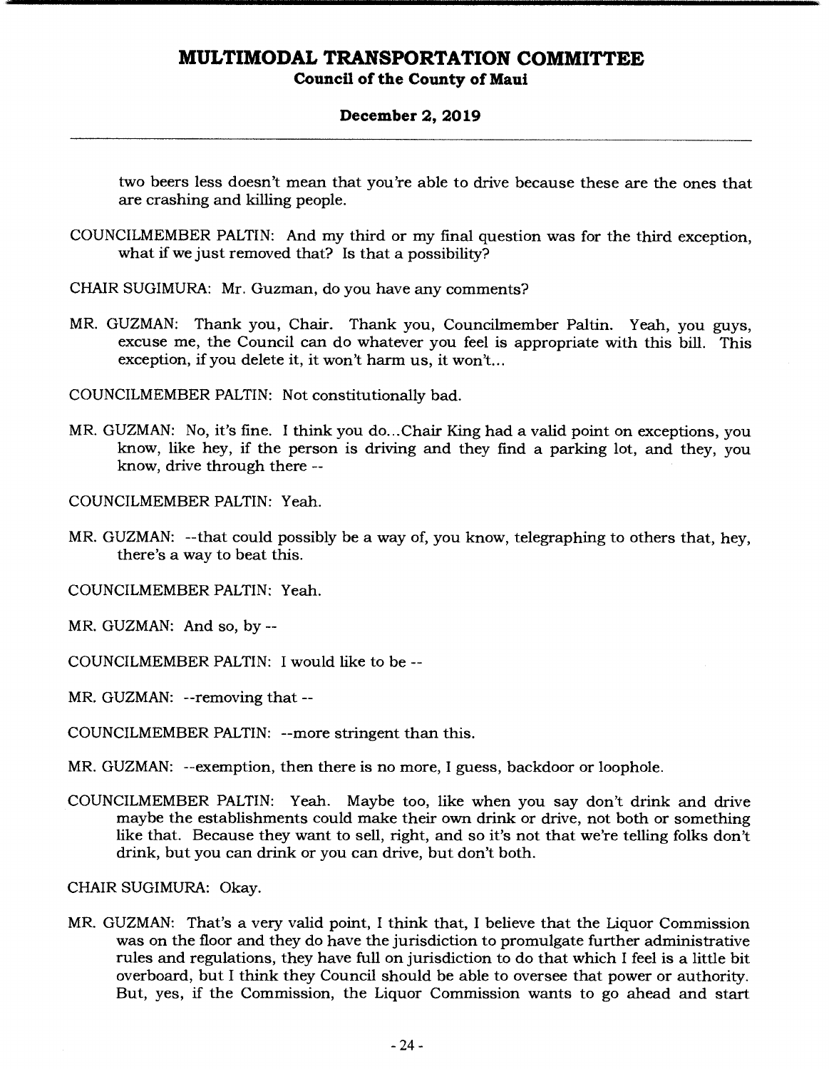two beers less doesn't mean that you're able to drive because these are the ones that are crashing and killing people.

COUNCILMEMBER PALTIN: And my third or my final question was for the third exception, what if we just removed that? Is that a possibility?

CHAIR SUGIMURA: Mr. Guzman, do you have any comments?

MR. GUZMAN: Thank you, Chair. Thank you, Councilmember Paltin. Yeah, you guys, excuse me, the Council can do whatever you feel is appropriate with this bill. This exception, if you delete it, it won't harm us, it won't...

COUNCILMEMBER PALTIN: Not constitutionally bad.

MR. GUZMAN: No, it's fine. I think you do...Chair King had a valid point on exceptions, you know, like hey, if the person is driving and they find a parking lot, and they, you know, drive through there --

COUNCILMEMBER PALTIN: Yeah.

MR. GUZMAN: --that could possibly be a way of, you know, telegraphing to others that, hey, there's a way to beat this.

COUNCILMEMBER PALTIN: Yeah.

MR. GUZMAN: And so, by --

COUNCILMEMBER PALTIN: I would like to be --

MR. GUZMAN: --removing that --

COUNCILMEMBER PALTIN: --more stringent than this.

MR. GUZMAN: --exemption, then there is no more, I guess, backdoor or loophole.

COUNCILMEMBER PALTIN: Yeah. Maybe too, like when you say don't drink and drive maybe the establishments could make their own drink or drive, not both or something like that. Because they want to sell, right, and so it's not that we're telling folks don't drink, but you can drink or you can drive, but don't both.

CHAIR SUGIMURA: Okay.

MR. GUZMAN: That's a very valid point, I think that, I believe that the Liquor Commission was on the floor and they do have the jurisdiction to promulgate further administrative rules and regulations, they have full on jurisdiction to do that which I feel is a little bit overboard, but I think they Council should be able to oversee that power or authority. But, yes, if the Commission, the Liquor Commission wants to go ahead and start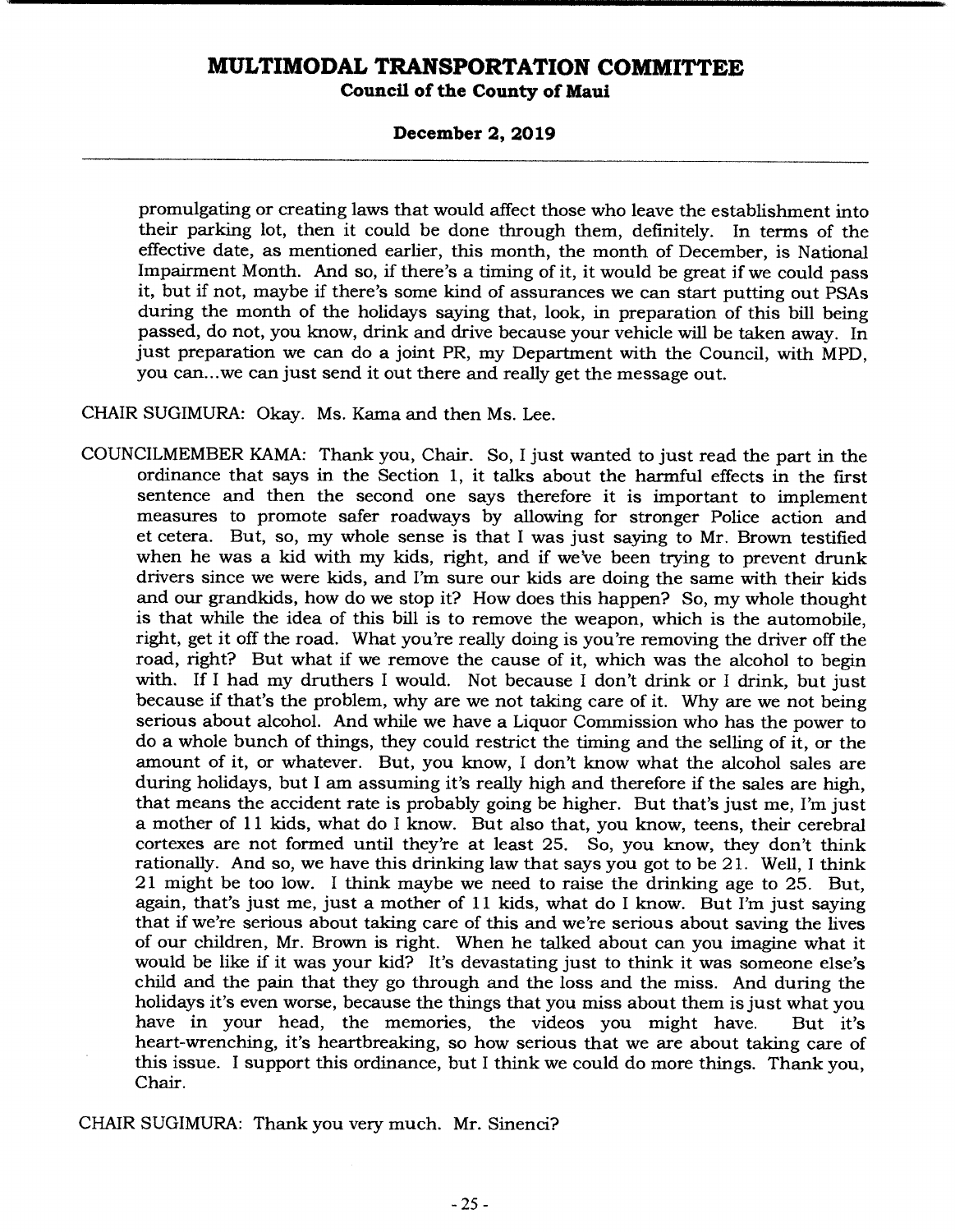promulgating or creating laws that would affect those who leave the establishment into their parking lot, then it could be done through them, definitely. In terms of the effective date, as mentioned earlier, this month, the month of December, is National Impairment Month. And so, if there's a timing of it, it would be great if we could pass it, but if not, maybe if there's some kind of assurances we can start putting out PSAs during the month of the holidays saying that, look, in preparation of this bill being passed, do not, you know, drink and drive because your vehicle will be taken away. In just preparation we can do a joint PR, my Department with the Council, with MPD, you can...we can just send it out there and really get the message out.

CHAIR SUGIMURA: Okay. Ms. Kama and then Ms. Lee.

COUNCILMEMBER KAMA: Thank you, Chair. So, I just wanted to just read the part in the ordinance that says in the Section 1, it talks about the harmful effects in the first sentence and then the second one says therefore it is important to implement measures to promote safer roadways by allowing for stronger Police action and et cetera. But, so, my whole sense is that I was just saying to Mr. Brown testified when he was a kid with my kids, right, and if we've been trying to prevent drunk drivers since we were kids, and I'm sure our kids are doing the same with their kids and our grandkids, how do we stop it? How does this happen? So, my whole thought is that while the idea of this bill is to remove the weapon, which is the automobile, right, get it off the road. What you're really doing is you're removing the driver off the road, right? But what if we remove the cause of it, which was the alcohol to begin with. If I had my druthers I would. Not because I don't drink or I drink, but just because if that's the problem, why are we not taking care of it. Why are we not being serious about alcohol. And while we have a Liquor Commission who has the power to do a whole bunch of things, they could restrict the timing and the selling of it, or the amount of it, or whatever. But, you know, I don't know what the alcohol sales are during holidays, but I am assuming it's really high and therefore if the sales are high, that means the accident rate is probably going be higher. But that's just me, I'm just a mother of 11 kids, what do I know. But also that, you know, teens, their cerebral cortexes are not formed until they're at least 25. So, you know, they don't think rationally. And so, we have this drinking law that says you got to be 21. Well, I think 21 might be too low. I think maybe we need to raise the drinking age to 25. But, again, that's just me, just a mother of 11 kids, what do I know. But I'm just saying that if we're serious about taking care of this and we're serious about saving the lives of our children, Mr. Brown is right. When he talked about can you imagine what it would be like if it was your kid? It's devastating just to think it was someone else's child and the pain that they go through and the loss and the miss. And during the holidays it's even worse, because the things that you miss about them is just what you have in your head, the memories, the videos you might have. But it's heart-wrenching, it's heartbreaking, so how serious that we are about taking care of this issue. I support this ordinance, but I think we could do more things. Thank you, Chair.

CHAIR SUGIMURA: Thank you very much. Mr. Sinenci?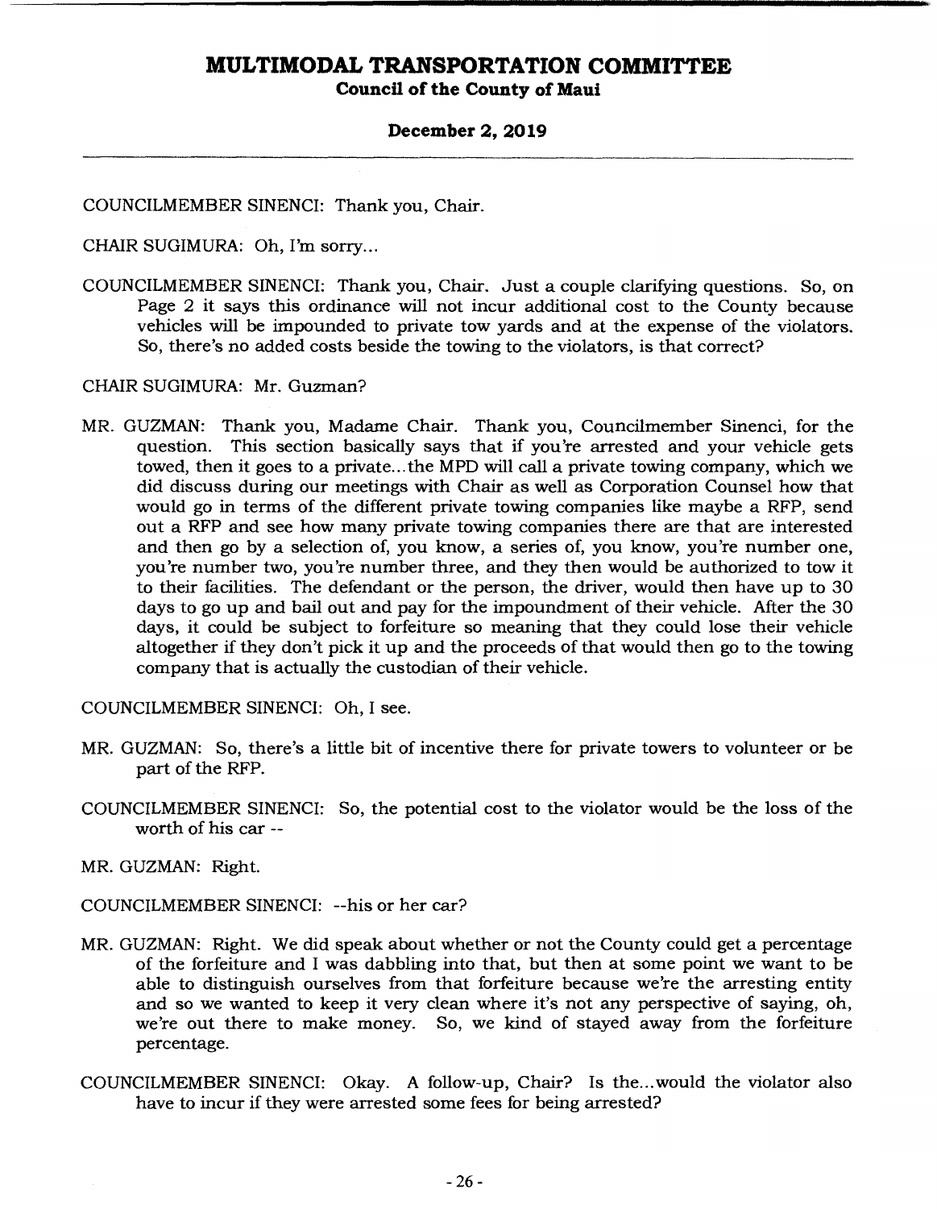COUNCILMEMBER SINENCI: Thank you, Chair.

CHAIR SUGIMURA: Oh, I'm sorry...

COUNCILMEMBER SINENCI: Thank you, Chair. Just a couple clarifying questions. So, on Page 2 it says this ordinance will not incur additional cost to the County because vehicles will be impounded to private tow yards and at the expense of the violators. So, there's no added costs beside the towing to the violators, is that correct?

CHAIR SUGIMURA: Mr. Guzman?

MR. GUZMAN: Thank you, Madame Chair. Thank you, Councilmember Sinenci, for the question. This section basically says that if you're arrested and your vehicle gets towed, then it goes to a private...the MPD will call a private towing company, which we did discuss during our meetings with Chair as well as Corporation Counsel how that would go in terms of the different private towing companies like maybe a RFP, send out a RFP and see how many private towing companies there are that are interested and then go by a selection of, you know, a series of, you know, you're number one, you're number two, you're number three, and they then would be authorized to tow it to their facilities. The defendant or the person, the driver, would then have up to 30 days to go up and bail out and pay for the impoundment of their vehicle. After the 30 days, it could be subject to forfeiture so meaning that they could lose their vehicle altogether if they don't pick it up and the proceeds of that would then go to the towing company that is actually the custodian of their vehicle.

COUNCILMEMBER SINENCI: Oh, I see.

MR. GUZMAN: So, there's a little bit of incentive there for private towers to volunteer or be part of the RFP.

COUNCILMEMBER SINENCI: So, the potential cost to the violator would be the loss of the worth of his car --

MR. GUZMAN: Right.

COUNCILMEMBER SINENCI: --his or her car?

MR. GUZMAN: Right. We did speak about whether or not the County could get a percentage of the forfeiture and I was dabbling into that, but then at some point we want to be able to distinguish ourselves from that forfeiture because we're the arresting entity and so we wanted to keep it very clean where it's not any perspective of saying, oh, we're out there to make money. So, we kind of stayed away from the forfeiture percentage.

COUNCILMEMBER SINENCI: Okay. A follow-up, Chair? Is the...would the violator also have to incur if they were arrested some fees for being arrested?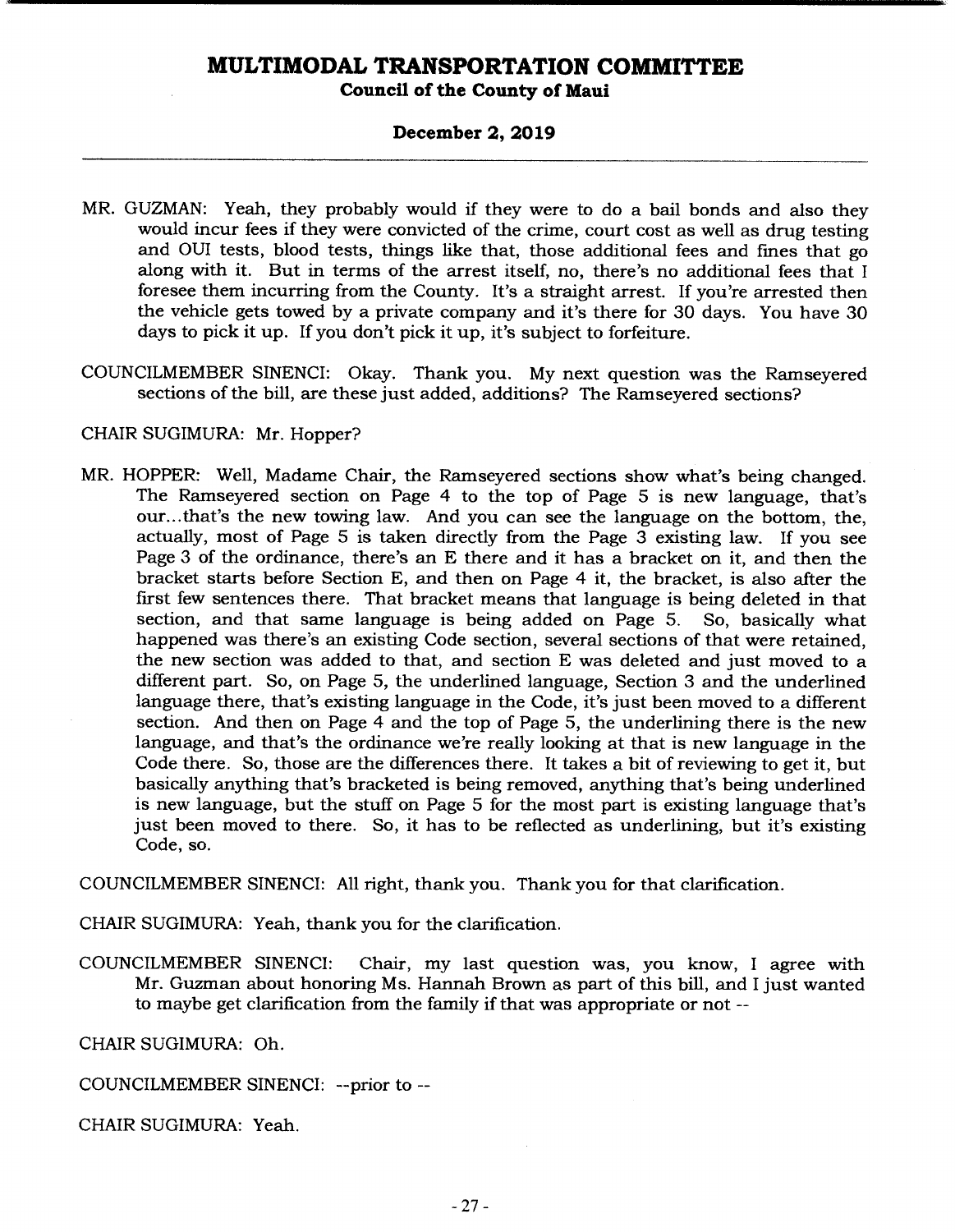MR. GUZMAN: Yeah, they probably would if they were to do a bail bonds and also they would incur fees if they were convicted of the crime, court cost as well as drug testing and OUI tests, blood tests, things like that, those additional fees and fines that go along with it. But in terms of the arrest itself, no, there's no additional fees that I foresee them incurring from the County. It's a straight arrest. If you're arrested then the vehicle gets towed by a private company and it's there for 30 days. You have 30 days to pick it up. If you don't pick it up, it's subject to forfeiture.

COUNCILMEMBER SINENCI: Okay. Thank you. My next question was the Ramseyered sections of the bill, are these just added, additions? The Ramseyered sections?

CHAIR SUGIMURA: Mr. Hopper?

MR. HOPPER: Well, Madame Chair, the Ramseyered sections show what's being changed. The Ramseyered section on Page 4 to the top of Page 5 is new language, that's our...that's the new towing law. And you can see the language on the bottom, the, actually, most of Page 5 is taken directly from the Page 3 existing law. If you see Page 3 of the ordinance, there's an E there and it has a bracket on it, and then the bracket starts before Section E, and then on Page 4 it, the bracket, is also after the first few sentences there. That bracket means that language is being deleted in that section, and that same language is being added on Page 5. So, basically what happened was there's an existing Code section, several sections of that were retained, the new section was added to that, and section E was deleted and just moved to a different part. So, on Page 5, the underlined language, Section 3 and the underlined language there, that's existing language in the Code, it's just been moved to a different section. And then on Page 4 and the top of Page 5, the underlining there is the new language, and that's the ordinance we're really looking at that is new language in the Code there. So, those are the differences there. It takes a bit of reviewing to get it, but basically anything that's bracketed is being removed, anything that's being underlined is new language, but the stuff on Page 5 for the most part is existing language that's just been moved to there. So, it has to be reflected as underlining, but it's existing Code, so.

COUNCILMEMBER SINENCI: All right, thank you. Thank you for that clarification.

CHAIR SUGIMURA: Yeah, thank you for the clarification.

COUNCILMEMBER SINENCI: Chair, my last question was, you know, I agree with Mr. Guzman about honoring Ms. Hannah Brown as part of this bill, and I just wanted to maybe get clarification from the family if that was appropriate or not --

CHAIR SUGIMURA: Oh.

COUNCILMEMBER SINENCI: --prior to --

CHAIR SUGIMURA: Yeah.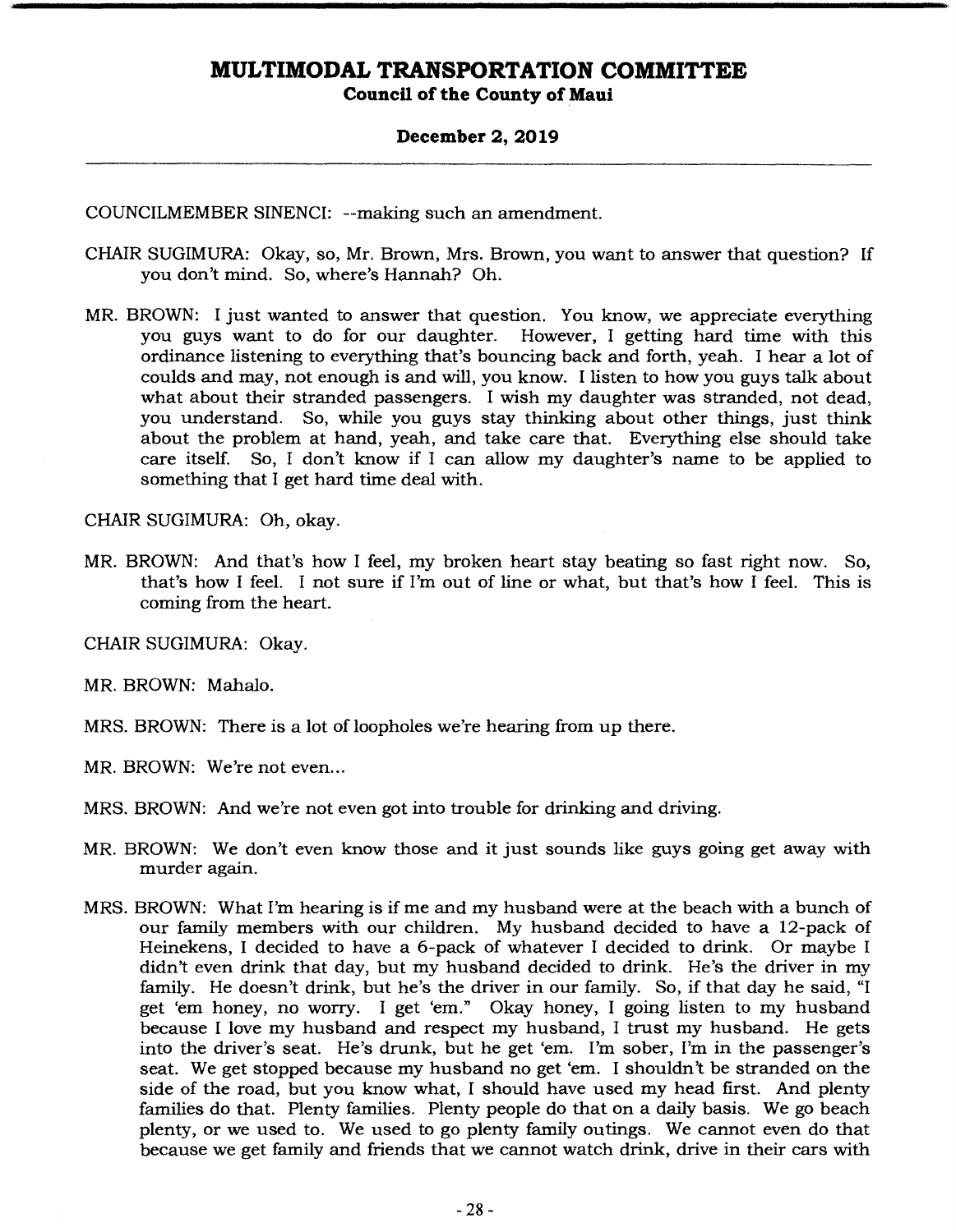COUNCILMEMBER SINENCI: --making such an amendment.

CHAIR SUGIMURA: Okay, so, Mr. Brown, Mrs. Brown, you want to answer that question? If you don't mind. So, where's Hannah? Oh.

MR. BROWN: I just wanted to answer that question. You know, we appreciate everything you guys want to do for our daughter. However, I getting hard time with this ordinance listening to everything that's bouncing back and forth, yeah. I hear a lot of coulds and may, not enough is and will, you know. I listen to how you guys talk about what about their stranded passengers. I wish my daughter was stranded, not dead, you understand. So, while you guys stay thinking about other things, just think about the problem at hand, yeah, and take care that. Everything else should take care itself. So, I don't know if I can allow my daughter's name to be applied to something that I get hard time deal with.

CHAIR SUGIMURA: Oh, okay.

MR. BROWN: And that's how I feel, my broken heart stay beating so fast right now. So, that's how I feel. I not sure if I'm out of line or what, but that's how I feel. This is coming from the heart.

CHAIR SUGIMURA: Okay.

MR. BROWN: Mahalo.

MRS. BROWN: There is a lot of loopholes we're hearing from up there.

MR. BROWN: We're not even...

MRS. BROWN: And we're not even got into trouble for drinking and driving.

MR. BROWN: We don't even know those and it just sounds like guys going get away with murder again.

MRS. BROWN: What I'm hearing is if me and my husband were at the beach with a bunch of our family members with our children. My husband decided to have a 12-pack of Heinekens, I decided to have a 6-pack of whatever I decided to drink. Or maybe I didn't even drink that day, but my husband decided to drink. He's the driver in my family. He doesn't drink, but he's the driver in our family. So, if that day he said, "I get 'em honey, no worry. I get 'em." Okay honey, I going listen to my husband because I love my husband and respect my husband, I trust my husband. He gets into the driver's seat. He's drunk, but he get 'em. I'm sober, I'm in the passenger's seat. We get stopped because my husband no get 'em. I shouldn't be stranded on the side of the road, but you know what, I should have used my head first. And plenty families do that. Plenty families. Plenty people do that on a daily basis. We go beach plenty, or we used to. We used to go plenty family outings. We cannot even do that because we get family and friends that we cannot watch drink, drive in their cars with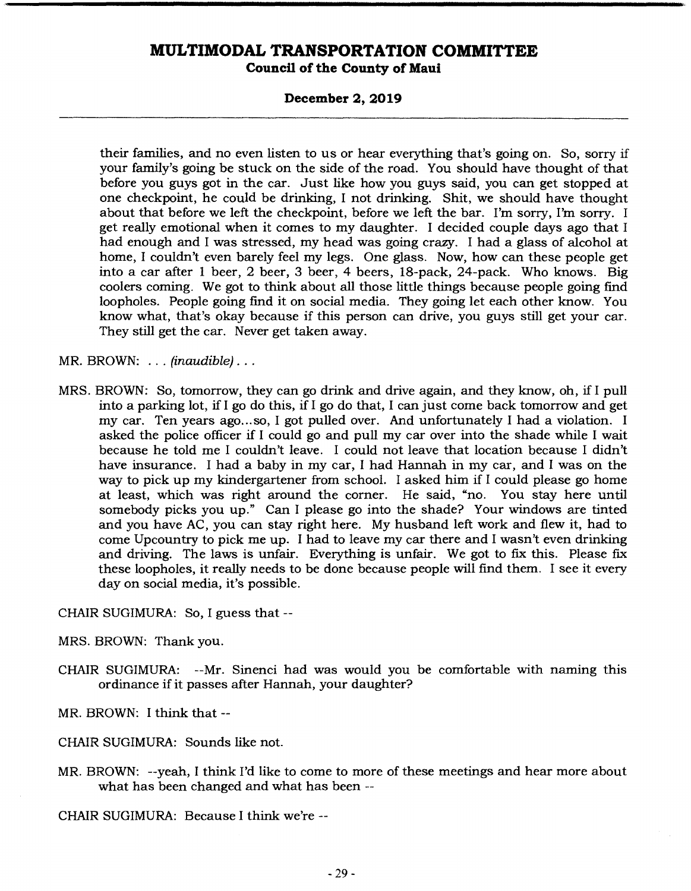their families, and no even listen to us or hear everything that's going on. So, sorry if your family's going be stuck on the side of the road. You should have thought of that before you guys got in the car. Just like how you guys said, you can get stopped at one checkpoint, he could be drinking, I not drinking. Shit, we should have thought about that before we left the checkpoint, before we left the bar. I'm sorry, I'm sorry. I get really emotional when it comes to my daughter. I decided couple days ago that I had enough and I was stressed, my head was going crazy. I had a glass of alcohol at home, I couldn't even barely feel my legs. One glass. Now, how can these people get into a car after 1 beer, 2 beer, 3 beer, 4 beers, 18-pack, 24-pack. Who knows. Big coolers coming. We got to think about all those little things because people going find loopholes. People going find it on social media. They going let each other know. You know what, that's okay because if this person can drive, you guys still get your car. They still get the car. Never get taken away.

MR. BROWN: . . . *(inaudible)* . . .

MRS. BROWN: So, tomorrow, they can go drink and drive again, and they know, oh, if I pull into a parking lot, if I go do this, if I go do that, I can just come back tomorrow and get my car. Ten years ago...so, I got pulled over. And unfortunately I had a violation. I asked the police officer if I could go and pull my car over into the shade while I wait because he told me I couldn't leave. I could not leave that location because I didn't have insurance. I had a baby in my car, I had Hannah in my car, and I was on the way to pick up my kindergartener from school. I asked him if I could please go home at least, which was right around the corner. He said, "no. You stay here until somebody picks you up." Can I please go into the shade? Your windows are tinted and you have AC, you can stay right here. My husband left work and flew it, had to come Upcountry to pick me up. I had to leave my car there and I wasn't even drinking and driving. The laws is unfair. Everything is unfair. We got to fix this. Please fix these loopholes, it really needs to be done because people will find them. I see it every day on social media, it's possible.

CHAIR SUGIMURA: So, I guess that --

MRS. BROWN: Thank you.

CHAIR SUGIMURA: --Mr. Sinenci had was would you be comfortable with naming this ordinance if it passes after Hannah, your daughter?

MR. BROWN: I think that --

CHAIR SUGIMURA: Sounds like not.

MR. BROWN: --yeah, I think I'd like to come to more of these meetings and hear more about what has been changed and what has been --

CHAIR SUGIMURA: Because I think we're --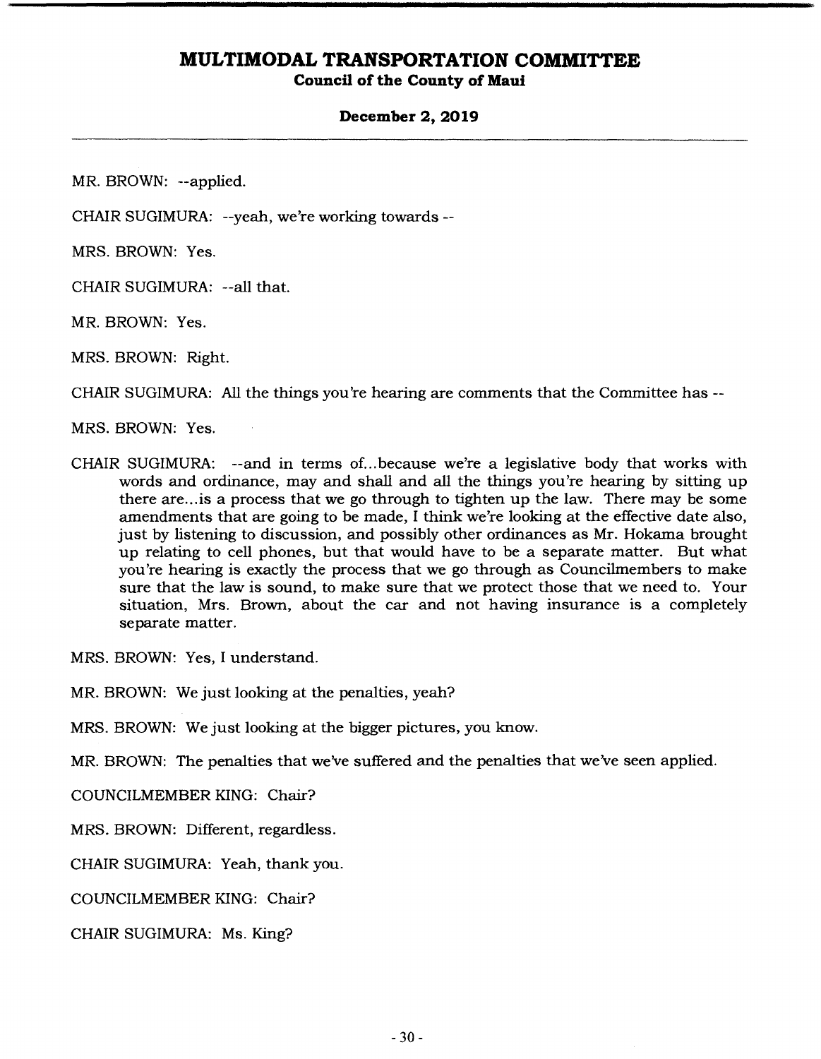MR. BROWN: --applied.

CHAIR SUGIMURA: --yeah, we're working towards --

MRS. BROWN: Yes.

CHAIR SUGIMURA: --all that.

MR. BROWN: Yes.

MRS. BROWN: Right.

CHAIR SUGIMURA: All the things you're hearing are comments that the Committee has --

MRS. BROWN: Yes.

CHAIR SUGIMURA: --and in terms of...because we're a legislative body that works with words and ordinance, may and shall and all the things you're hearing by sitting up there are...is a process that we go through to tighten up the law. There may be some amendments that are going to be made, I think we're looking at the effective date also, just by listening to discussion, and possibly other ordinances as Mr. Hokama brought up relating to cell phones, but that would have to be a separate matter. But what you're hearing is exactly the process that we go through as Councilmembers to make sure that the law is sound, to make sure that we protect those that we need to. Your situation, Mrs. Brown, about the car and not having insurance is a completely separate matter.

MRS. BROWN: Yes, I understand.

MR. BROWN: We just looking at the penalties, yeah?

MRS. BROWN: We just looking at the bigger pictures, you know.

MR. BROWN: The penalties that we've suffered and the penalties that we've seen applied.

COUNCILMEMBER KING: Chair?

MRS. BROWN: Different, regardless.

CHAIR SUGIMURA: Yeah, thank you.

COUNCILMEMBER KING: Chair?

CHAIR SUGIMURA: Ms. King?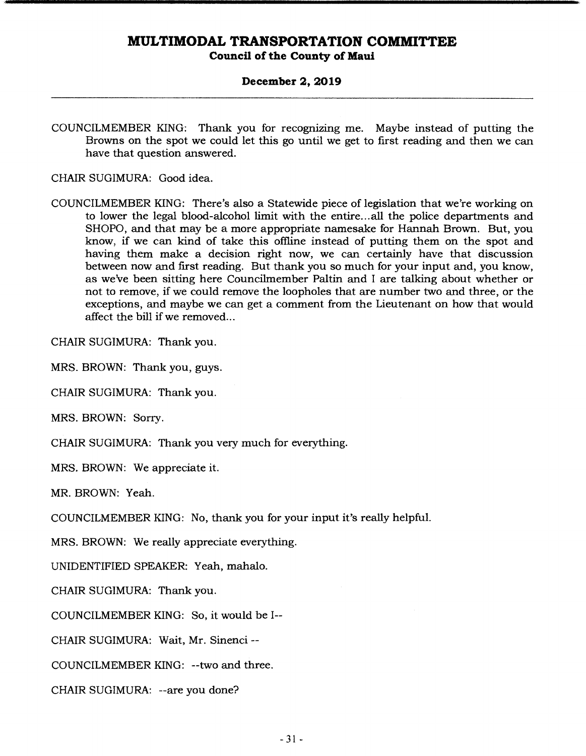COUNCILMEMBER KING: Thank you for recognizing me. Maybe instead of putting the Browns on the spot we could let this go until we get to first reading and then we can have that question answered.

CHAIR SUGIMURA: Good idea.

COUNCILMEMBER KING: There's also a Statewide piece of legislation that we're working on to lower the legal blood-alcohol limit with the entire...all the police departments and SHOPO, and that may be a more appropriate namesake for Hannah Brown. But, you know, if we can kind of take this offline instead of putting them on the spot and having them make a decision right now, we can certainly have that discussion between now and first reading. But thank you so much for your input and, you know, as we've been sitting here Councilmember Paltin and I are talking about whether or not to remove, if we could remove the loopholes that are number two and three, or the exceptions, and maybe we can get a comment from the Lieutenant on how that would affect the bill if we removed...

CHAIR SUGIMURA: Thank you.

MRS. BROWN: Thank you, guys.

CHAIR SUGIMURA: Thank you.

MRS. BROWN: Sorry.

CHAIR SUGIMURA: Thank you very much for everything.

MRS. BROWN: We appreciate it.

MR. BROWN: Yeah.

COUNCILMEMBER KING: No, thank you for your input it's really helpful.

MRS. BROWN: We really appreciate everything.

UNIDENTIFIED SPEAKER: Yeah, mahalo.

CHAIR SUGIMURA: Thank you.

COUNCILMEMBER KING: So, it would be I--

CHAIR SUGIMURA: Wait, Mr. Sinenci --

COUNCILMEMBER KING: --two and three.

CHAIR SUGIMURA: --are you done?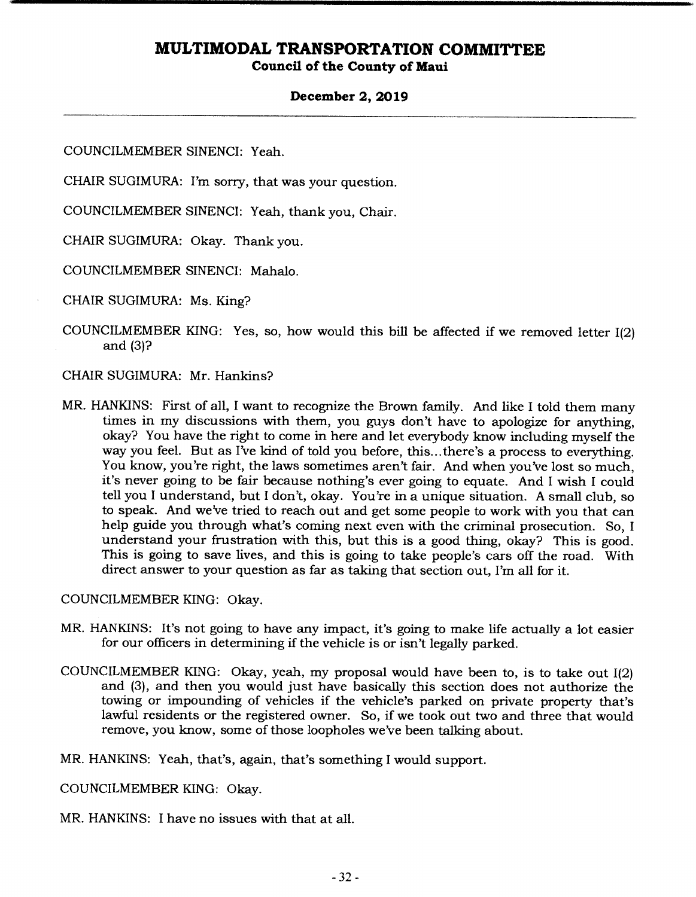COUNCILMEMBER SINENCI: Yeah.

CHAIR SUGIMURA: I'm sorry, that was your question.

COUNCILMEMBER SINENCI: Yeah, thank you, Chair.

CHAIR SUGIMURA: Okay. Thank you.

COUNCILMEMBER SINENCI: Mahalo.

CHAIR SUGIMURA: Ms. King?

COUNCILMEMBER KING: Yes, so, how would this bill be affected if we removed letter I(2) and (3)?

CHAIR SUGIMURA: Mr. Hankins?

MR. HANKINS: First of all, I want to recognize the Brown family. And like I told them many times in my discussions with them, you guys don't have to apologize for anything, okay? You have the right to come in here and let everybody know including myself the way you feel. But as I've kind of told you before, this...there's a process to everything. You know, you're right, the laws sometimes aren't fair. And when you've lost so much, it's never going to be fair because nothing's ever going to equate. And I wish I could tell you I understand, but I don't, okay. You're in a unique situation. A small club, so to speak. And we've tried to reach out and get some people to work with you that can help guide you through what's coming next even with the criminal prosecution. So, I understand your frustration with this, but this is a good thing, okay? This is good. This is going to save lives, and this is going to take people's cars off the road. With direct answer to your question as far as taking that section out, I'm all for it.

COUNCILMEMBER KING: Okay.

MR. HANKINS: It's not going to have any impact, it's going to make life actually a lot easier for our officers in determining if the vehicle is or isn't legally parked.

COUNCILMEMBER KING: Okay, yeah, my proposal would have been to, is to take out I(2) and (3), and then you would just have basically this section does not authorize the towing or impounding of vehicles if the vehicle's parked on private property that's lawful residents or the registered owner. So, if we took out two and three that would remove, you know, some of those loopholes we've been talking about.

MR. HANKINS: Yeah, that's, again, that's something I would support.

COUNCILMEMBER KING: Okay.

MR. HANKINS: I have no issues with that at all.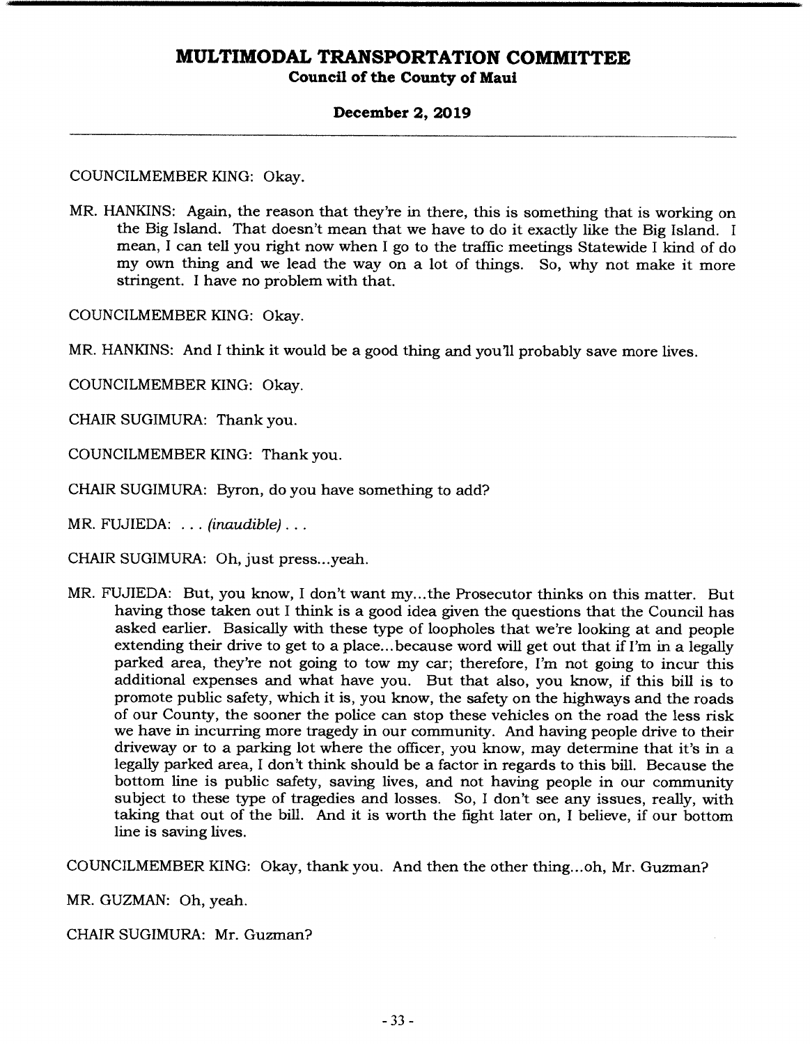COUNCILMEMBER KING: Okay.

MR. HANKINS: Again, the reason that they're in there, this is something that is working on the Big Island. That doesn't mean that we have to do it exactly like the Big Island. I mean, I can tell you right now when I go to the traffic meetings Statewide I kind of do my own thing and we lead the way on a lot of things. So, why not make it more stringent. I have no problem with that.

COUNCILMEMBER KING: Okay.

MR. HANKINS: And I think it would be a good thing and you'll probably save more lives.

COUNCILMEMBER KING: Okay.

CHAIR SUGIMURA: Thank you.

COUNCILMEMBER KING: Thank you.

CHAIR SUGIMURA: Byron, do you have something to add?

MR. FUJIEDA: . . . *(inaudible)* . . .

CHAIR SUGIMURA: Oh, just press...yeah.

MR. FUJIEDA: But, you know, I don't want my...the Prosecutor thinks on this matter. But having those taken out I think is a good idea given the questions that the Council has asked earlier. Basically with these type of loopholes that we're looking at and people extending their drive to get to a place...because word will get out that if I'm in a legally parked area, they're not going to tow my car; therefore, I'm not going to incur this additional expenses and what have you. But that also, you know, if this bill is to promote public safety, which it is, you know, the safety on the highways and the roads of our County, the sooner the police can stop these vehicles on the road the less risk we have in incurring more tragedy in our community. And having people drive to their driveway or to a parking lot where the officer, you know, may determine that it's in a legally parked area, I don't think should be a factor in regards to this bill. Because the bottom line is public safety, saving lives, and not having people in our community subject to these type of tragedies and losses. So, I don't see any issues, really, with taking that out of the bill. And it is worth the fight later on, I believe, if our bottom line is saving lives.

COUNCILMEMBER KING: Okay, thank you. And then the other thing...oh, Mr. Guzman?

MR. GUZMAN: Oh, yeah.

CHAIR SUGIMURA: Mr. Guzman?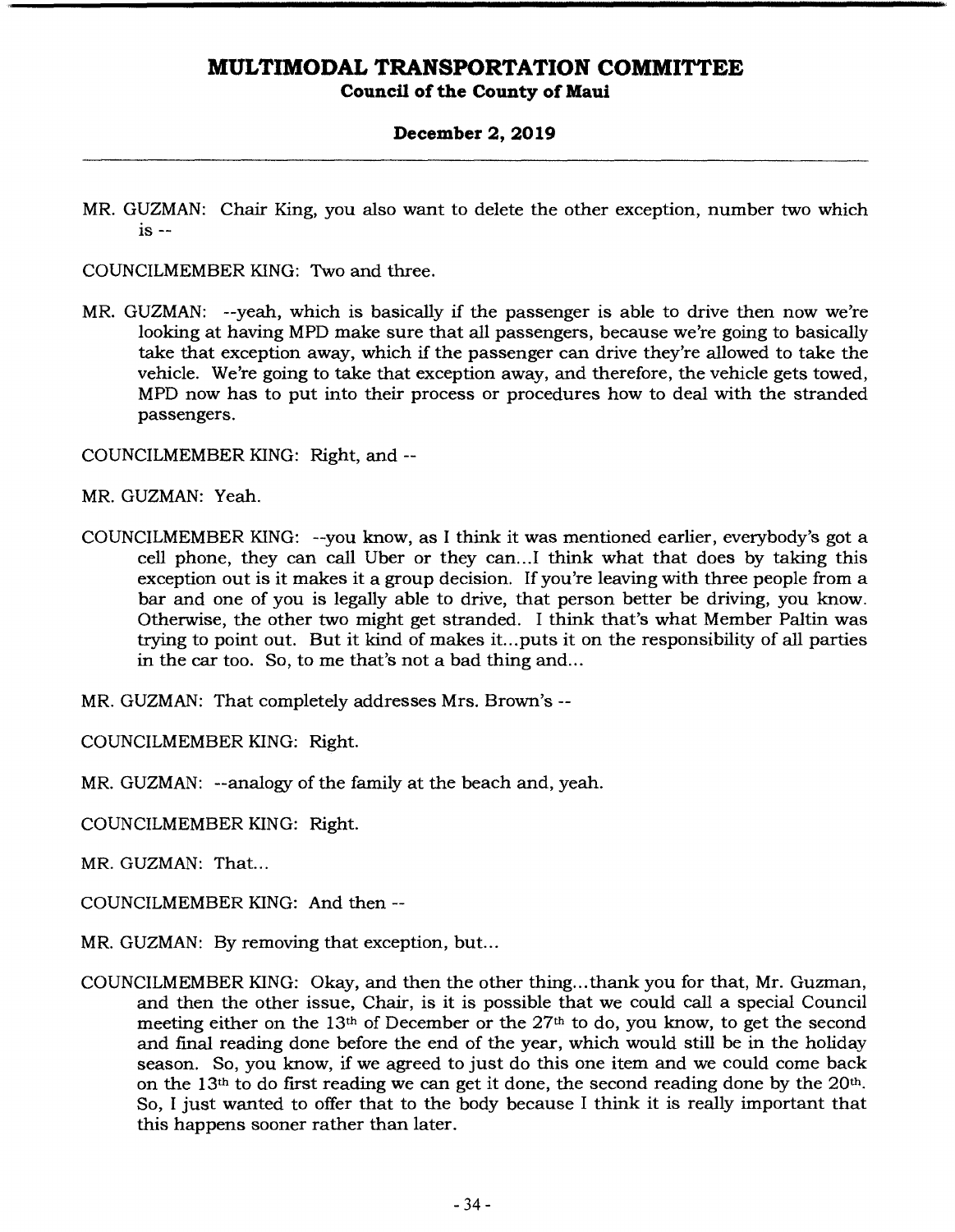MR. GUZMAN: Chair King, you also want to delete the other exception, number two which is --

COUNCILMEMBER KING: Two and three.

MR. GUZMAN: --yeah, which is basically if the passenger is able to drive then now we're looking at having MPD make sure that all passengers, because we're going to basically take that exception away, which if the passenger can drive they're allowed to take the vehicle. We're going to take that exception away, and therefore, the vehicle gets towed, MPD now has to put into their process or procedures how to deal with the stranded passengers.

COUNCILMEMBER KING: Right, and --

MR. GUZMAN: Yeah.

COUNCILMEMBER KING: --you know, as I think it was mentioned earlier, everybody's got a cell phone, they can call Uber or they can...I think what that does by taking this exception out is it makes it a group decision. If you're leaving with three people from a bar and one of you is legally able to drive, that person better be driving, you know. Otherwise, the other two might get stranded. I think that's what Member Paltin was trying to point out. But it kind of makes it...puts it on the responsibility of all parties in the car too. So, to me that's not a bad thing and...

MR. GUZMAN: That completely addresses Mrs. Brown's --

COUNCILMEMBER KING: Right.

MR. GUZMAN: --analogy of the family at the beach and, yeah.

COUNCILMEMBER KING: Right.

MR. GUZMAN: That...

COUNCILMEMBER KING: And then --

MR. GUZMAN: By removing that exception, but...

COUNCILMEMBER KING: Okay, and then the other thing...thank you for that, Mr. Guzman, and then the other issue, Chair, is it is possible that we could call a special Council meeting either on the 13th of December or the 27th to do, you know, to get the second and final reading done before the end of the year, which would still be in the holiday season. So, you know, if we agreed to just do this one item and we could come back on the 13th to do first reading we can get it done, the second reading done by the 20th. So, I just wanted to offer that to the body because I think it is really important that this happens sooner rather than later.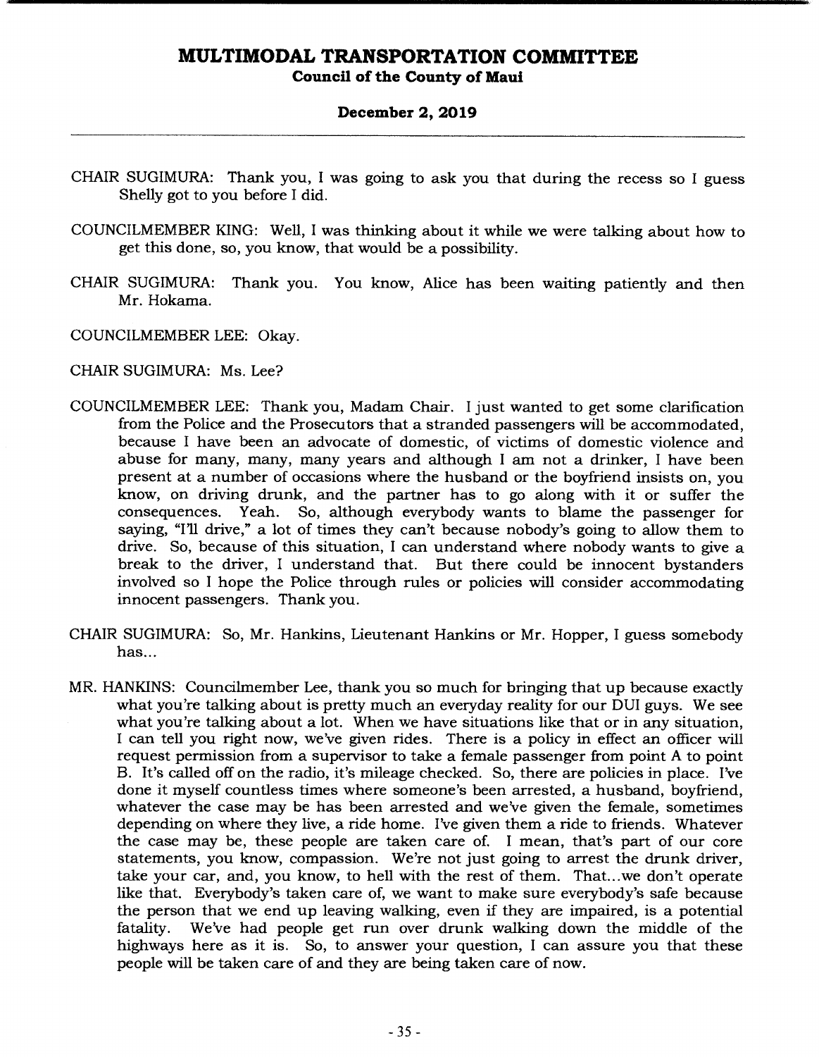CHAIR SUGIMURA: Thank you, I was going to ask you that during the recess so I guess Shelly got to you before I did.

COUNCILMEMBER KING: Well, I was thinking about it while we were talking about how to get this done, so, you know, that would be a possibility.

CHAIR SUGIMURA: Thank you. You know, Alice has been waiting patiently and then Mr. Hokama.

COUNCILMEMBER LEE: Okay.

CHAIR SUGIMURA: Ms. Lee?

COUNCILMEMBER LEE: Thank you, Madam Chair. I just wanted to get some clarification from the Police and the Prosecutors that a stranded passengers will be accommodated, because I have been an advocate of domestic, of victims of domestic violence and abuse for many, many, many years and although I am not a drinker, I have been present at a number of occasions where the husband or the boyfriend insists on, you know, on driving drunk, and the partner has to go along with it or suffer the consequences. Yeah. So, although everybody wants to blame the passenger for saying, "I'll drive," a lot of times they can't because nobody's going to allow them to drive. So, because of this situation, I can understand where nobody wants to give a break to the driver, I understand that. But there could be innocent bystanders involved so I hope the Police through rules or policies will consider accommodating innocent passengers. Thank you.

CHAIR SUGIMURA: So, Mr. Hankins, Lieutenant Hankins or Mr. Hopper, I guess somebody has...

MR. HANKINS: Councilmember Lee, thank you so much for bringing that up because exactly what you're talking about is pretty much an everyday reality for our DUI guys. We see what you're talking about a lot. When we have situations like that or in any situation, I can tell you right now, we've given rides. There is a policy in effect an officer will request permission from a supervisor to take a female passenger from point A to point B. It's called off on the radio, it's mileage checked. So, there are policies in place. I've done it myself countless times where someone's been arrested, a husband, boyfriend, whatever the case may be has been arrested and we've given the female, sometimes depending on where they live, a ride home. I've given them a ride to friends. Whatever the case may be, these people are taken care of. I mean, that's part of our core statements, you know, compassion. We're not just going to arrest the drunk driver, take your car, and, you know, to hell with the rest of them. That...we don't operate like that. Everybody's taken care of, we want to make sure everybody's safe because the person that we end up leaving walking, even if they are impaired, is a potential fatality. We've had people get run over drunk walking down the middle of the highways here as it is. So, to answer your question, I can assure you that these people will be taken care of and they are being taken care of now.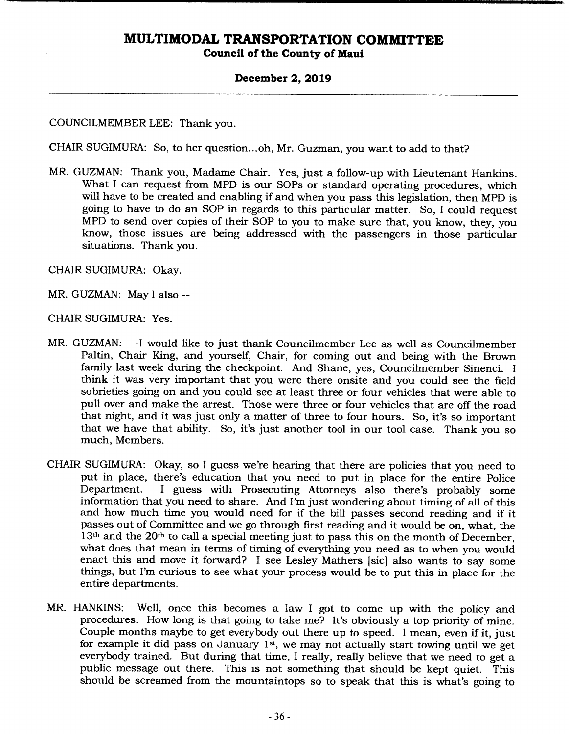COUNCILMEMBER LEE: Thank you.

CHAIR SUGIMURA: So, to her question...oh, Mr. Guzman, you want to add to that?

MR. GUZMAN: Thank you, Madame Chair. Yes, just a follow-up with Lieutenant Hankins. What I can request from MPD is our SOPs or standard operating procedures, which will have to be created and enabling if and when you pass this legislation, then MPD is going to have to do an SOP in regards to this particular matter. So, I could request MPD to send over copies of their SOP to you to make sure that, you know, they, you know, those issues are being addressed with the passengers in those particular situations. Thank you.

CHAIR SUGIMURA: Okay.

MR. GUZMAN: May I also --

CHAIR SUGIMURA: Yes.

MR. GUZMAN: --I would like to just thank Councilmember Lee as well as Councilmember Paltin, Chair King, and yourself, Chair, for coming out and being with the Brown family last week during the checkpoint. And Shane, yes, Councilmember Sinenci. I think it was very important that you were there onsite and you could see the field sobrieties going on and you could see at least three or four vehicles that were able to pull over and make the arrest. Those were three or four vehicles that are off the road that night, and it was just only a matter of three to four hours. So, it's so important that we have that ability. So, it's just another tool in our tool case. Thank you so much, Members.

CHAIR SUGIMURA: Okay, so I guess we're hearing that there are policies that you need to put in place, there's education that you need to put in place for the entire Police Department. I guess with Prosecuting Attorneys also there's probably some information that you need to share. And I'm just wondering about timing of all of this and how much time you would need for if the bill passes second reading and if it passes out of Committee and we go through first reading and it would be on, what, the 13th and the 20th to call a special meeting just to pass this on the month of December, what does that mean in terms of timing of everything you need as to when you would enact this and move it forward? I see Lesley Mathers [sic] also wants to say some things, but I'm curious to see what your process would be to put this in place for the entire departments.

MR. HANKINS: Well, once this becomes a law I got to come up with the policy and procedures. How long is that going to take me? It's obviously a top priority of mine. Couple months maybe to get everybody out there up to speed. I mean, even if it, just for example it did pass on January 1st, we may not actually start towing until we get everybody trained. But during that time, I really, really believe that we need to get a public message out there. This is not something that should be kept quiet. This should be screamed from the mountaintops so to speak that this is what's going to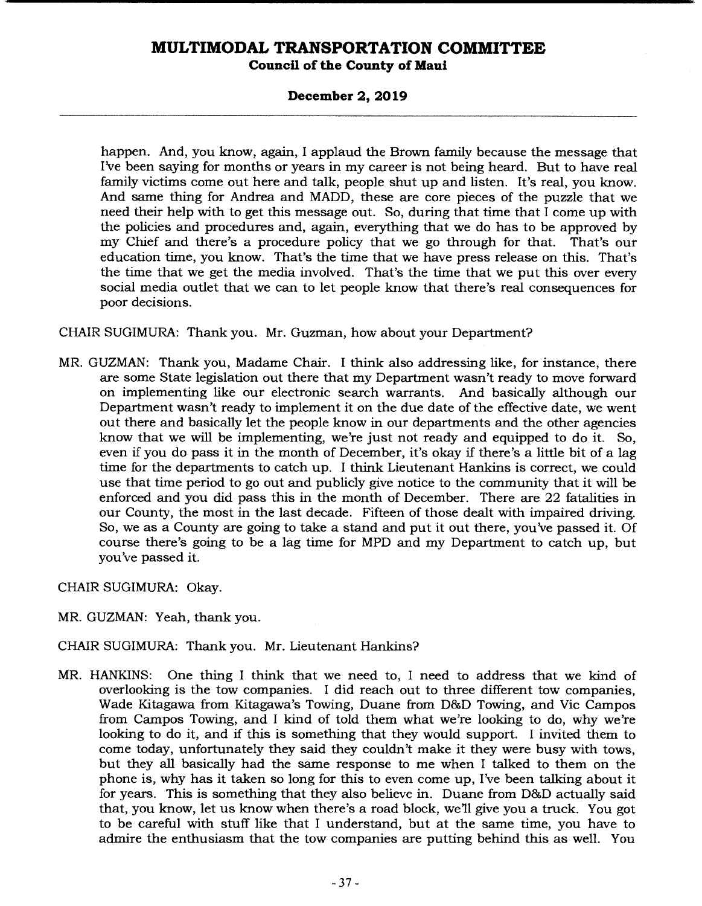happen. And, you know, again, I applaud the Brown family because the message that I've been saying for months or years in my career is not being heard. But to have real family victims come out here and talk, people shut up and listen. It's real, you know. And same thing for Andrea and MADD, these are core pieces of the puzzle that we need their help with to get this message out. So, during that time that I come up with the policies and procedures and, again, everything that we do has to be approved by my Chief and there's a procedure policy that we go through for that. That's our education time, you know. That's the time that we have press release on this. That's the time that we get the media involved. That's the time that we put this over every social media outlet that we can to let people know that there's real consequences for poor decisions.

CHAIR SUGIMURA: Thank you. Mr. Guzman, how about your Department?

MR. GUZMAN: Thank you, Madame Chair. I think also addressing like, for instance, there are some State legislation out there that my Department wasn't ready to move forward on implementing like our electronic search warrants. And basically although our Department wasn't ready to implement it on the due date of the effective date, we went out there and basically let the people know in our departments and the other agencies know that we will be implementing, we're just not ready and equipped to do it. So, even if you do pass it in the month of December, it's okay if there's a little bit of a lag time for the departments to catch up. I think Lieutenant Hankins is correct, we could use that time period to go out and publicly give notice to the community that it will be enforced and you did pass this in the month of December. There are 22 fatalities in our County, the most in the last decade. Fifteen of those dealt with impaired driving. So, we as a County are going to take a stand and put it out there, you've passed it. Of course there's going to be a lag time for MPD and my Department to catch up, but you've passed it.

CHAIR SUGIMURA: Okay.

MR. GUZMAN: Yeah, thank you.

CHAIR SUGIMURA: Thank you. Mr. Lieutenant Hankins?

MR. HANKINS: One thing I think that we need to, I need to address that we kind of overlooking is the tow companies. I did reach out to three different tow companies, Wade Kitagawa from Kitagawa's Towing, Duane from D&D Towing, and Vic Campos from Campos Towing, and I kind of told them what we're looking to do, why we're looking to do it, and if this is something that they would support. I invited them to come today, unfortunately they said they couldn't make it they were busy with tows, but they all basically had the same response to me when I talked to them on the phone is, why has it taken so long for this to even come up, I've been talking about it for years. This is something that they also believe in. Duane from D&D actually said that, you know, let us know when there's a road block, we'll give you a truck. You got to be careful with stuff like that I understand, but at the same time, you have to admire the enthusiasm that the tow companies are putting behind this as well. You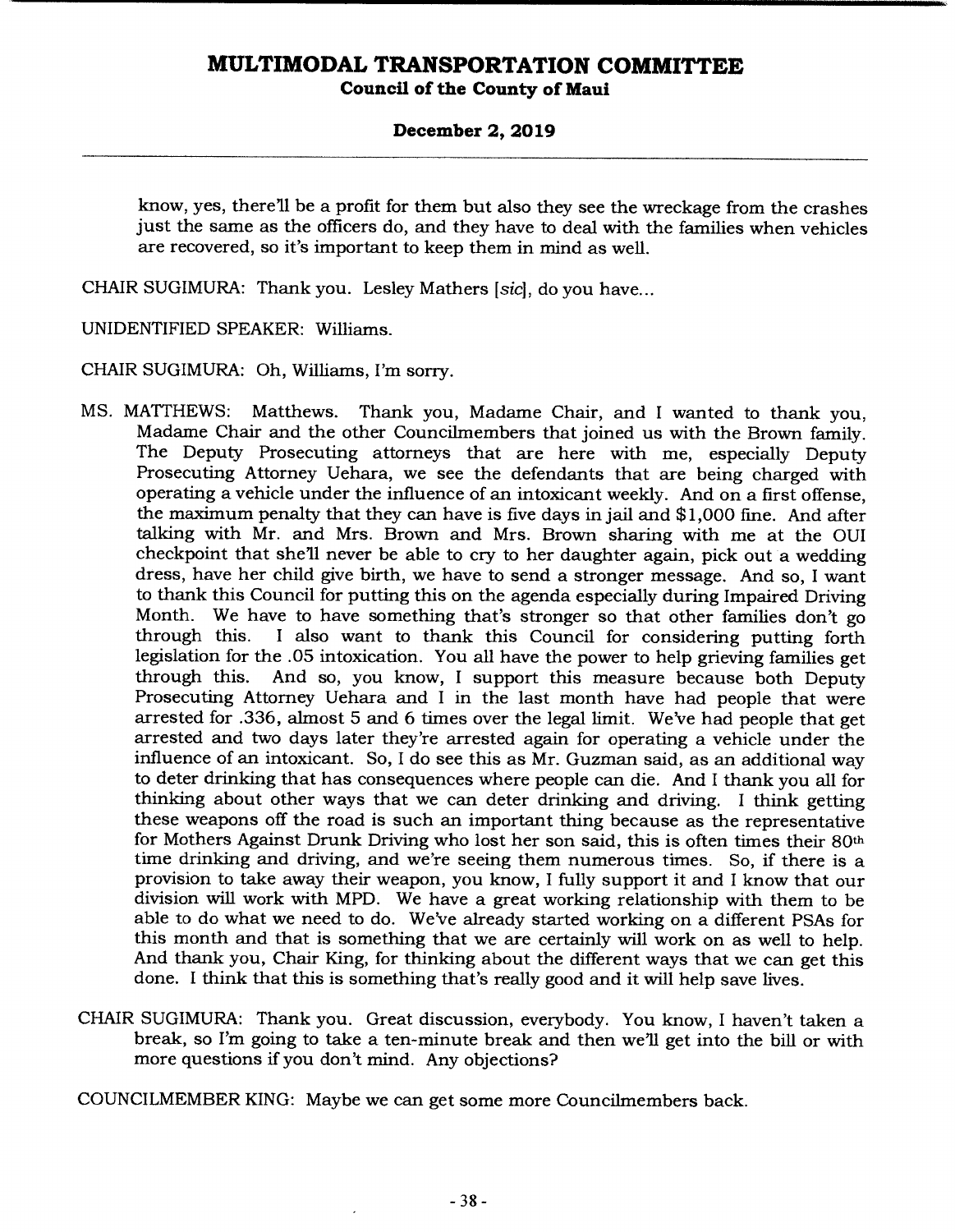know, yes, there'll be a profit for them but also they see the wreckage from the crashes just the same as the officers do, and they have to deal with the families when vehicles are recovered, so it's important to keep them in mind as well.

CHAIR SUGIMURA: Thank you. Lesley Mathers [*sic*], do you have...

UNIDENTIFIED SPEAKER: Williams.

CHAIR SUGIMURA: Oh, Williams, I'm sorry.

MS. MATTHEWS: Matthews. Thank you, Madame Chair, and I wanted to thank you, Madame Chair and the other Councilmembers that joined us with the Brown family. The Deputy Prosecuting attorneys that are here with me, especially Deputy Prosecuting Attorney Uehara, we see the defendants that are being charged with operating a vehicle under the influence of an intoxicant weekly. And on a first offense, the maximum penalty that they can have is five days in jail and $1,000 fine. And after talking with Mr. and Mrs. Brown and Mrs. Brown sharing with me at the OUI checkpoint that she'll never be able to cry to her daughter again, pick out a wedding dress, have her child give birth, we have to send a stronger message. And so, I want to thank this Council for putting this on the agenda especially during Impaired Driving Month. We have to have something that's stronger so that other families don't go through this. I also want to thank this Council for considering putting forth legislation for the .05 intoxication. You all have the power to help grieving families get through this. And so, you know, I support this measure because both Deputy Prosecuting Attorney Uehara and I in the last month have had people that were arrested for .336, almost 5 and 6 times over the legal limit. We've had people that get arrested and two days later they're arrested again for operating a vehicle under the influence of an intoxicant. So, I do see this as Mr. Guzman said, as an additional way to deter drinking that has consequences where people can die. And I thank you all for thinking about other ways that we can deter drinking and driving. I think getting these weapons off the road is such an important thing because as the representative for Mothers Against Drunk Driving who lost her son said, this is often times their 80th time drinking and driving, and we're seeing them numerous times. So, if there is a provision to take away their weapon, you know, I fully support it and I know that our division will work with MPD. We have a great working relationship with them to be able to do what we need to do. We've already started working on a different PSAs for this month and that is something that we are certainly will work on as well to help. And thank you, Chair King, for thinking about the different ways that we can get this done. I think that this is something that's really good and it will help save lives.

CHAIR SUGIMURA: Thank you. Great discussion, everybody. You know, I haven't taken a break, so I'm going to take a ten-minute break and then we'll get into the bill or with more questions if you don't mind. Any objections?

COUNCILMEMBER KING: Maybe we can get some more Councilmembers back.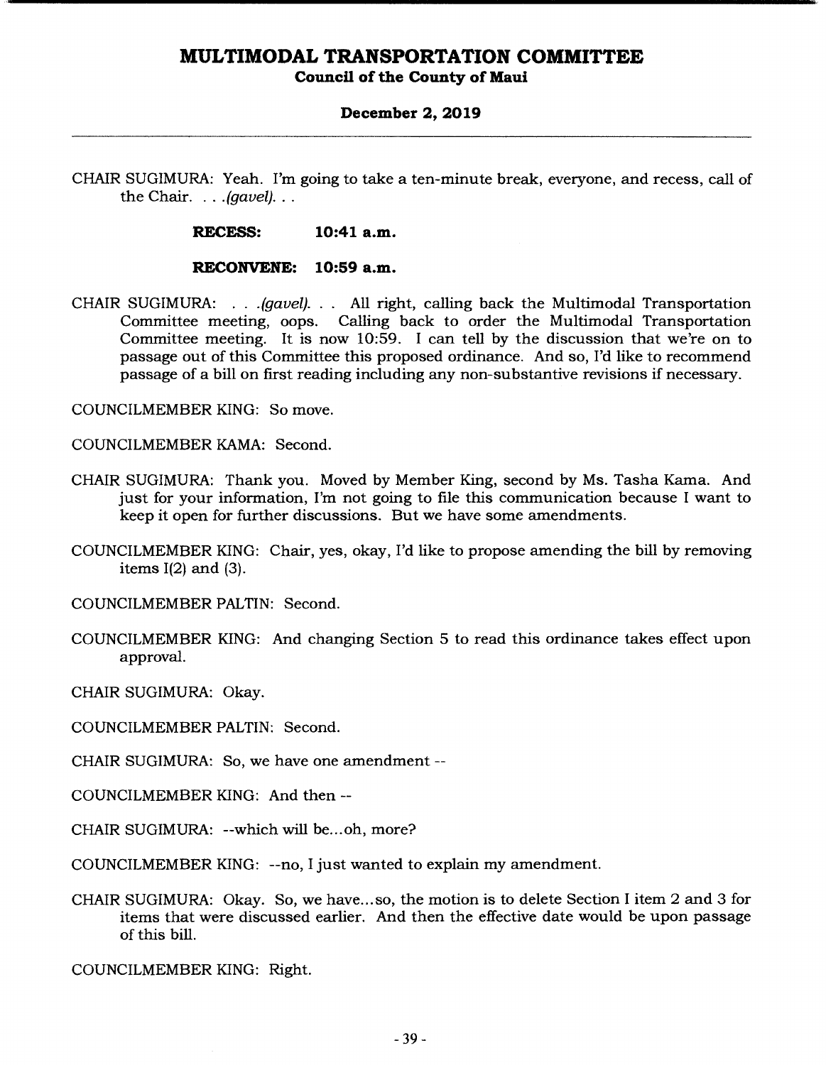CHAIR SUGIMURA: Yeah. I'm going to take a ten-minute break, everyone, and recess, call of the Chair. . . .*(gavel)*. . .

**RECESS: 10:41 a.m.**

**RECONVENE: 10:59 a.m.**

CHAIR SUGIMURA: . . .*(gavel)*. . . All right, calling back the Multimodal Transportation Committee meeting, oops. Calling back to order the Multimodal Transportation Committee meeting. It is now 10:59. I can tell by the discussion that we're on to passage out of this Committee this proposed ordinance. And so, I'd like to recommend passage of a bill on first reading including any non-substantive revisions if necessary.

COUNCILMEMBER KING: So move.

COUNCILMEMBER KAMA: Second.

CHAIR SUGIMURA: Thank you. Moved by Member King, second by Ms. Tasha Kama. And just for your information, I'm not going to file this communication because I want to keep it open for further discussions. But we have some amendments.

COUNCILMEMBER KING: Chair, yes, okay, I'd like to propose amending the bill by removing items I(2) and (3).

COUNCILMEMBER PALTIN: Second.

COUNCILMEMBER KING: And changing Section 5 to read this ordinance takes effect upon approval.

CHAIR SUGIMURA: Okay.

COUNCILMEMBER PALTIN: Second.

CHAIR SUGIMURA: So, we have one amendment --

COUNCILMEMBER KING: And then --

CHAIR SUGIMURA: --which will be...oh, more?

COUNCILMEMBER KING: --no, I just wanted to explain my amendment.

CHAIR SUGIMURA: Okay. So, we have...so, the motion is to delete Section I item 2 and 3 for items that were discussed earlier. And then the effective date would be upon passage of this bill.

COUNCILMEMBER KING: Right.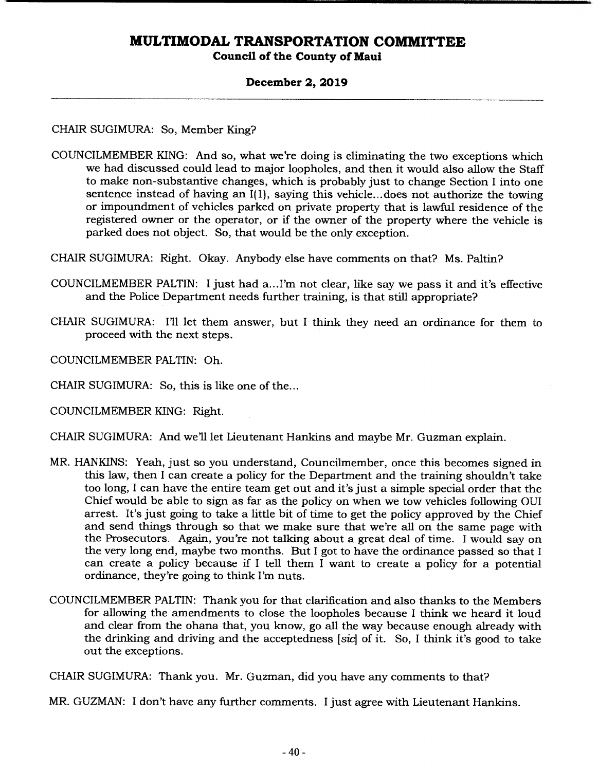CHAIR SUGIMURA: So, Member King?

COUNCILMEMBER KING: And so, what we're doing is eliminating the two exceptions which we had discussed could lead to major loopholes, and then it would also allow the Staff to make non-substantive changes, which is probably just to change Section I into one sentence instead of having an I(1), saying this vehicle...does not authorize the towing or impoundment of vehicles parked on private property that is lawful residence of the registered owner or the operator, or if the owner of the property where the vehicle is parked does not object. So, that would be the only exception.

CHAIR SUGIMURA: Right. Okay. Anybody else have comments on that? Ms. Paltin?

COUNCILMEMBER PALTIN: I just had a...I'm not clear, like say we pass it and it's effective and the Police Department needs further training, is that still appropriate?

CHAIR SUGIMURA: I'll let them answer, but I think they need an ordinance for them to proceed with the next steps.

COUNCILMEMBER PALTIN: Oh.

CHAIR SUGIMURA: So, this is like one of the...

COUNCILMEMBER KING: Right.

CHAIR SUGIMURA: And we'll let Lieutenant Hankins and maybe Mr. Guzman explain.

MR. HANKINS: Yeah, just so you understand, Councilmember, once this becomes signed in this law, then I can create a policy for the Department and the training shouldn't take too long, I can have the entire team get out and it's just a simple special order that the Chief would be able to sign as far as the policy on when we tow vehicles following OUI arrest. It's just going to take a little bit of time to get the policy approved by the Chief and send things through so that we make sure that we're all on the same page with the Prosecutors. Again, you're not talking about a great deal of time. I would say on the very long end, maybe two months. But I got to have the ordinance passed so that I can create a policy because if I tell them I want to create a policy for a potential ordinance, they're going to think I'm nuts.

COUNCILMEMBER PALTIN: Thank you for that clarification and also thanks to the Members for allowing the amendments to close the loopholes because I think we heard it loud and clear from the ohana that, you know, go all the way because enough already with the drinking and driving and the acceptedness [*sic*] of it. So, I think it's good to take out the exceptions.

CHAIR SUGIMURA: Thank you. Mr. Guzman, did you have any comments to that?

MR. GUZMAN: I don't have any further comments. I just agree with Lieutenant Hankins.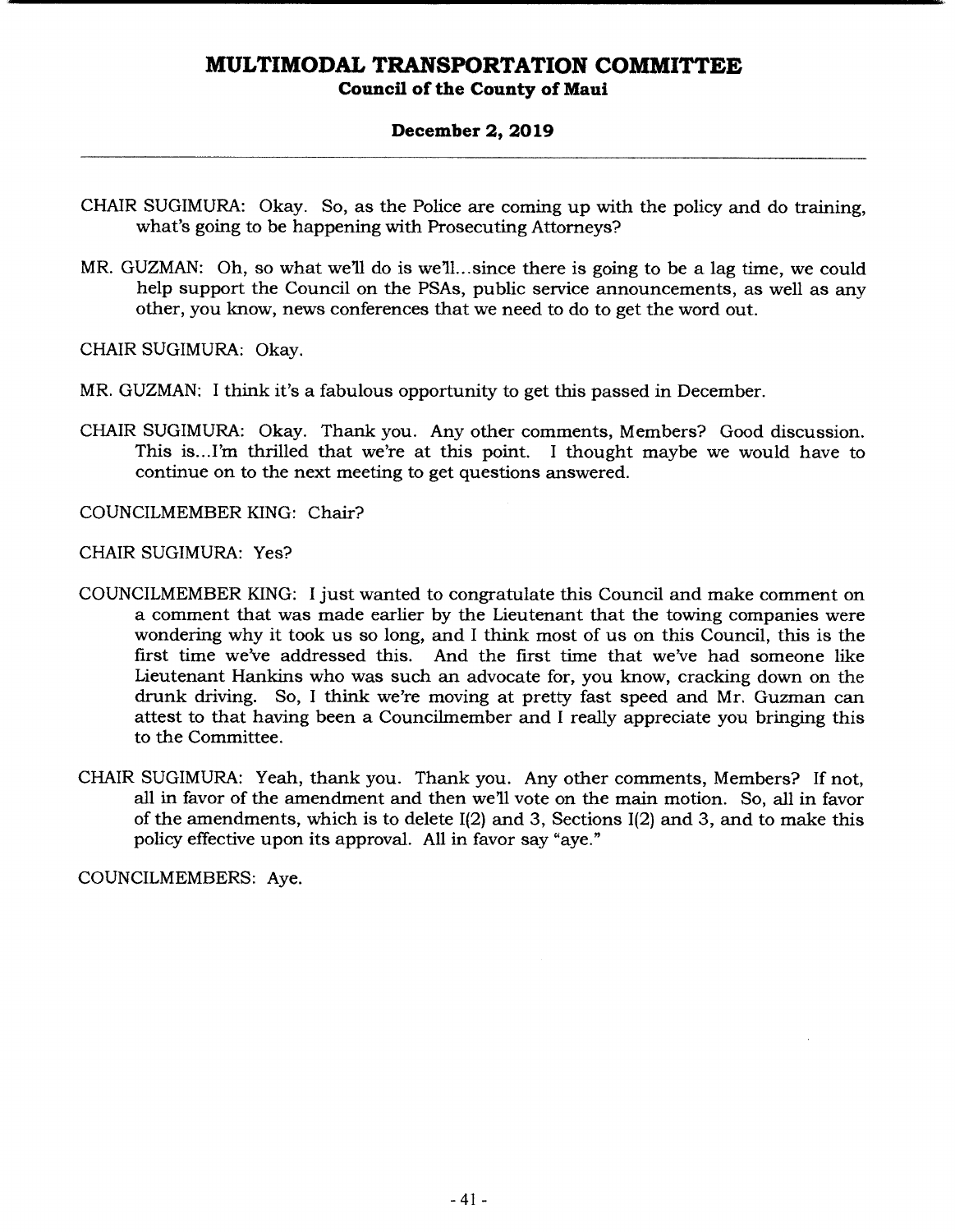CHAIR SUGIMURA: Okay. So, as the Police are coming up with the policy and do training, what's going to be happening with Prosecuting Attorneys?

MR. GUZMAN: Oh, so what we'll do is we'll...since there is going to be a lag time, we could help support the Council on the PSAs, public service announcements, as well as any other, you know, news conferences that we need to do to get the word out.

CHAIR SUGIMURA: Okay.

MR. GUZMAN: I think it's a fabulous opportunity to get this passed in December.

CHAIR SUGIMURA: Okay. Thank you. Any other comments, Members? Good discussion. This is...I'm thrilled that we're at this point. I thought maybe we would have to continue on to the next meeting to get questions answered.

COUNCILMEMBER KING: Chair?

CHAIR SUGIMURA: Yes?

COUNCILMEMBER KING: I just wanted to congratulate this Council and make comment on a comment that was made earlier by the Lieutenant that the towing companies were wondering why it took us so long, and I think most of us on this Council, this is the first time we've addressed this. And the first time that we've had someone like Lieutenant Hankins who was such an advocate for, you know, cracking down on the drunk driving. So, I think we're moving at pretty fast speed and Mr. Guzman can attest to that having been a Councilmember and I really appreciate you bringing this to the Committee.

CHAIR SUGIMURA: Yeah, thank you. Thank you. Any other comments, Members? If not, all in favor of the amendment and then we'll vote on the main motion. So, all in favor of the amendments, which is to delete I(2) and 3, Sections I(2) and 3, and to make this policy effective upon its approval. All in favor say "aye."

COUNCILMEMBERS: Aye.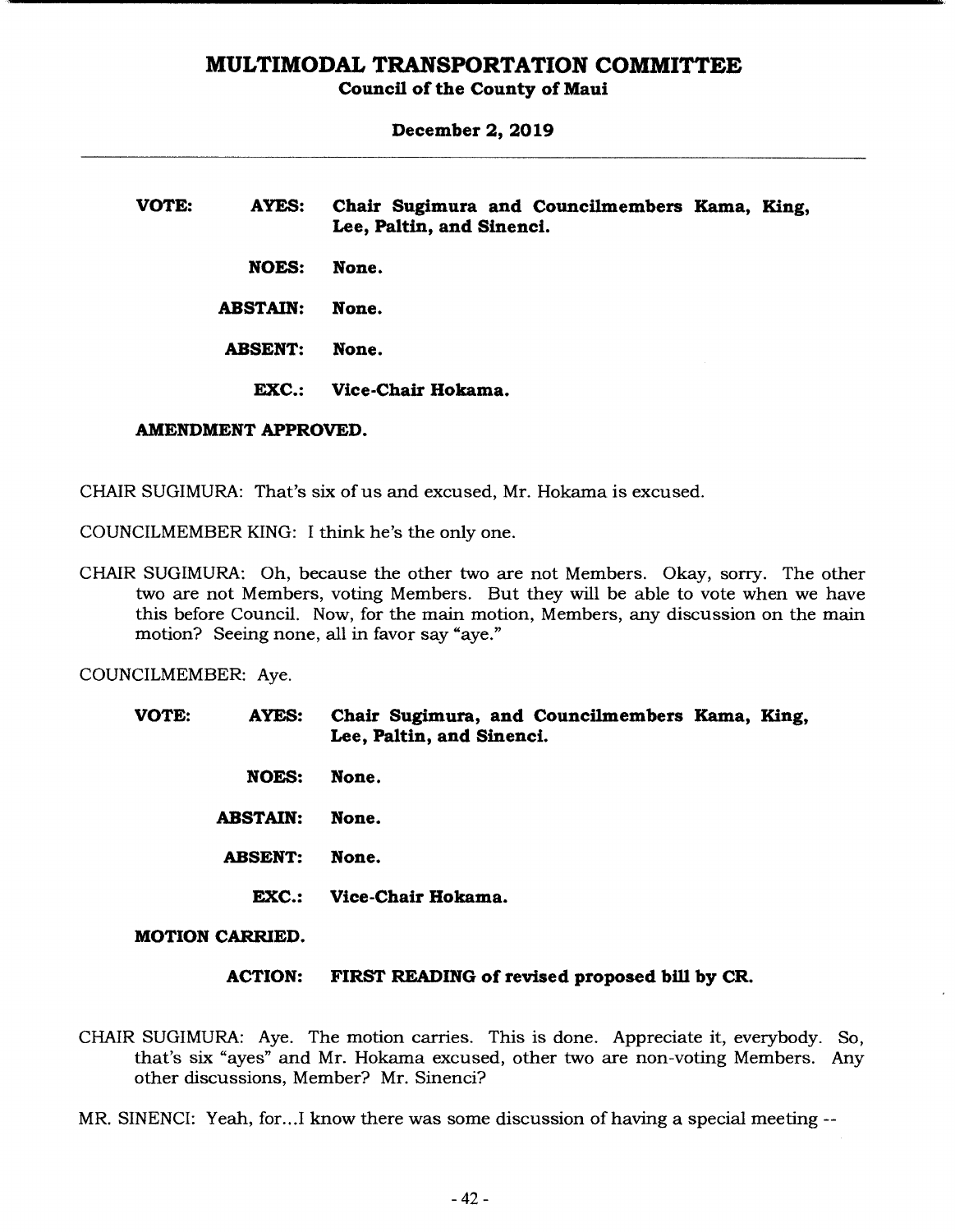**VOTE:** **AYES:** **Chair Sugimura and Councilmembers Kama, King, Lee, Paltin, and Sinenci.**

**NOES:** **None.**

**ABSTAIN:** **None.**

**ABSENT:** **None.**

**EXC.:** **Vice-Chair Hokama.**

**AMENDMENT APPROVED.**

CHAIR SUGIMURA: That's six of us and excused, Mr. Hokama is excused.

COUNCILMEMBER KING: I think he's the only one.

CHAIR SUGIMURA: Oh, because the other two are not Members. Okay, sorry. The other two are not Members, voting Members. But they will be able to vote when we have this before Council. Now, for the main motion, Members, any discussion on the main motion? Seeing none, all in favor say "aye."

COUNCILMEMBER: Aye.

**VOTE:** **AYES:** **Chair Sugimura, and Councilmembers Kama, King, Lee, Paltin, and Sinenci.**

**NOES:** **None.**

**ABSTAIN:** **None.**

**ABSENT:** **None.**

**EXC.:** **Vice-Chair Hokama.**

**MOTION CARRIED.**

**ACTION:** **FIRST READING of revised proposed bill by CR.**

CHAIR SUGIMURA: Aye. The motion carries. This is done. Appreciate it, everybody. So, that's six "ayes" and Mr. Hokama excused, other two are non-voting Members. Any other discussions, Member? Mr. Sinenci?

MR. SINENCI: Yeah, for...I know there was some discussion of having a special meeting --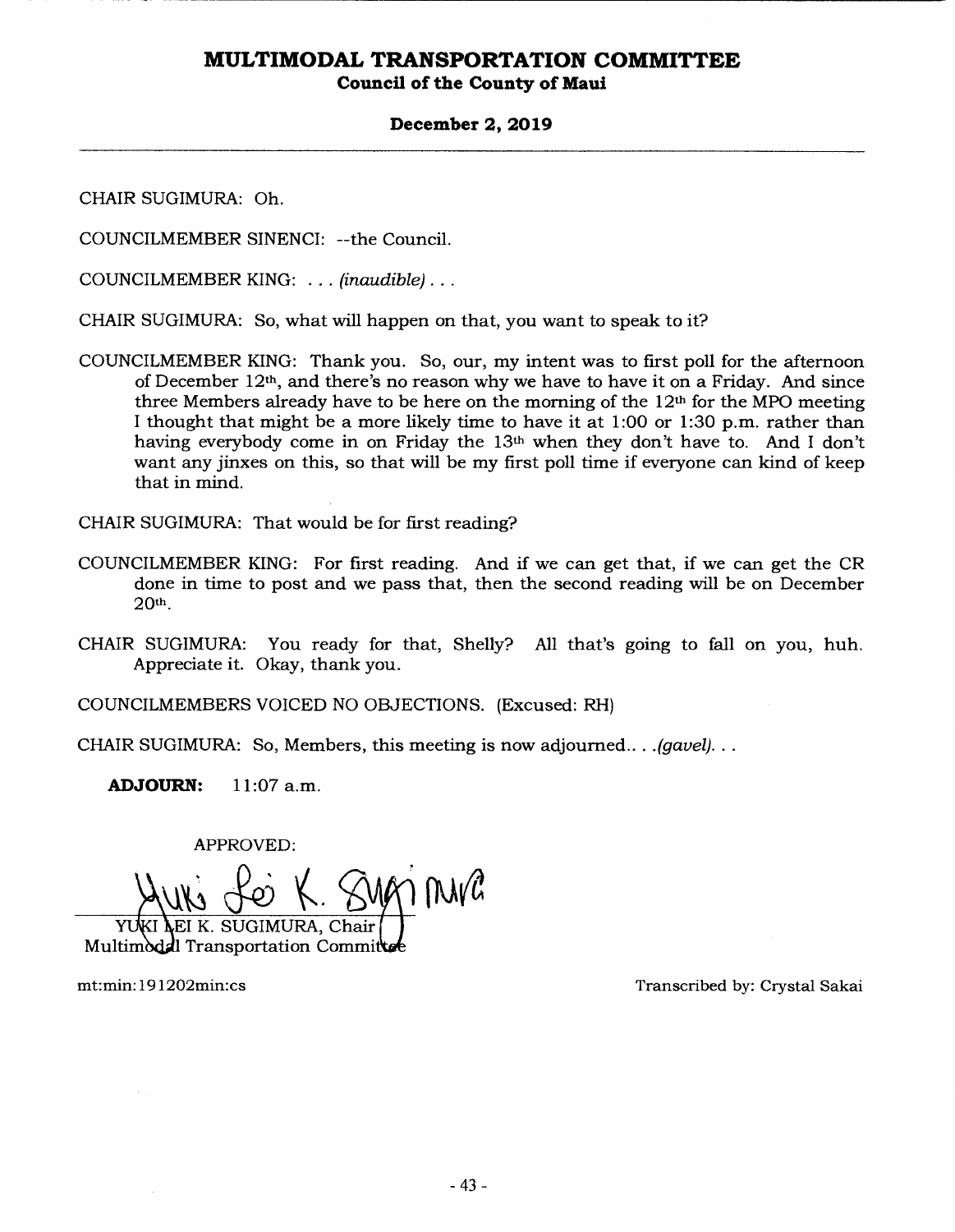CHAIR SUGIMURA: Oh.

COUNCILMEMBER SINENCI: --the Council.

COUNCILMEMBER KING: . . . *(inaudible)* . . .

CHAIR SUGIMURA: So, what will happen on that, you want to speak to it?

COUNCILMEMBER KING: Thank you. So, our, my intent was to first poll for the afternoon of December 12th, and there's no reason why we have to have it on a Friday. And since three Members already have to be here on the morning of the 12th for the MPO meeting I thought that might be a more likely time to have it at 1:00 or 1:30 p.m. rather than having everybody come in on Friday the 13th when they don't have to. And I don't want any jinxes on this, so that will be my first poll time if everyone can kind of keep that in mind.

CHAIR SUGIMURA: That would be for first reading?

COUNCILMEMBER KING: For first reading. And if we can get that, if we can get the CR done in time to post and we pass that, then the second reading will be on December 20th.

CHAIR SUGIMURA: You ready for that, Shelly? All that's going to fall on you, huh. Appreciate it. Okay, thank you.

COUNCILMEMBERS VOICED NO OBJECTIONS. (Excused: RH)

CHAIR SUGIMURA: So, Members, this meeting is now adjourned.. . .*(gavel)*. . .

**ADJOURN:** 11:07 a.m.

APPROVED:

YUKI LEI K. SUGIMURA, Chair
Multimodal Transportation Committee

mt:min:191202min:cs

Transcribed by: Crystal Sakai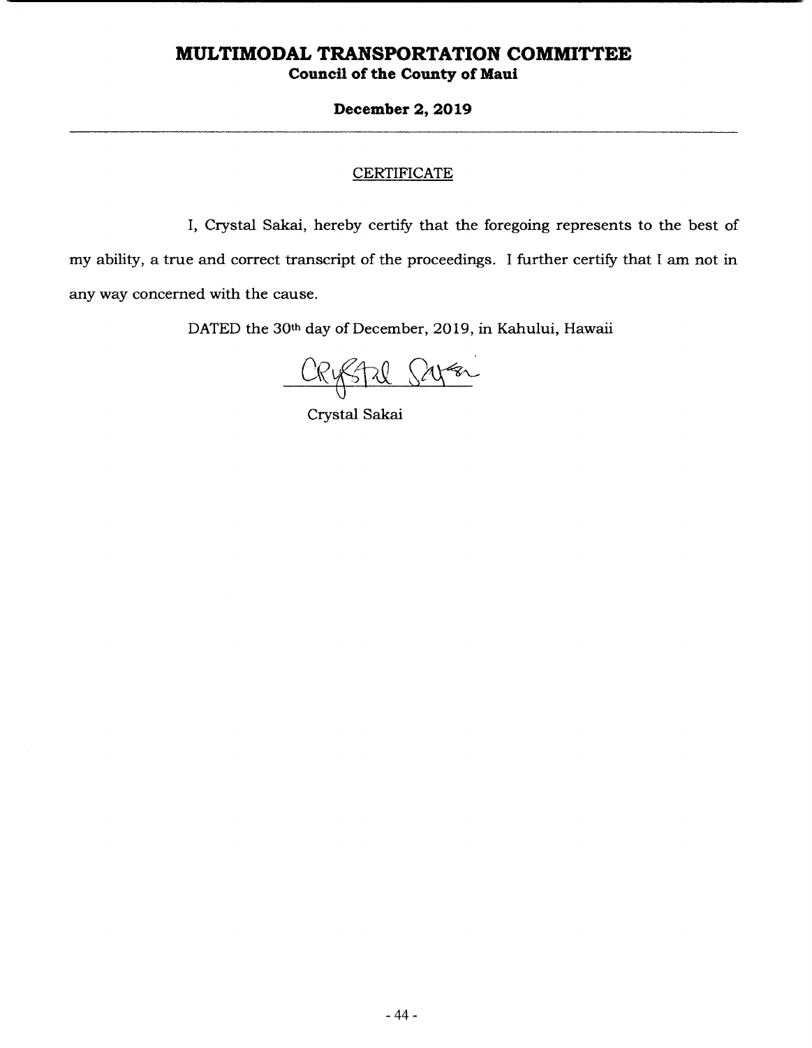# MULTIMODAL TRANSPORTATION COMMITTEE
**Council of the County of Maui**

**December 2, 2019**

---

## CERTIFICATE

I, Crystal Sakai, hereby certify that the foregoing represents to the best of my ability, a true and correct transcript of the proceedings. I further certify that I am not in any way concerned with the cause.

DATED the 30th day of December, 2019, in Kahului, Hawaii

Crystal Sakai